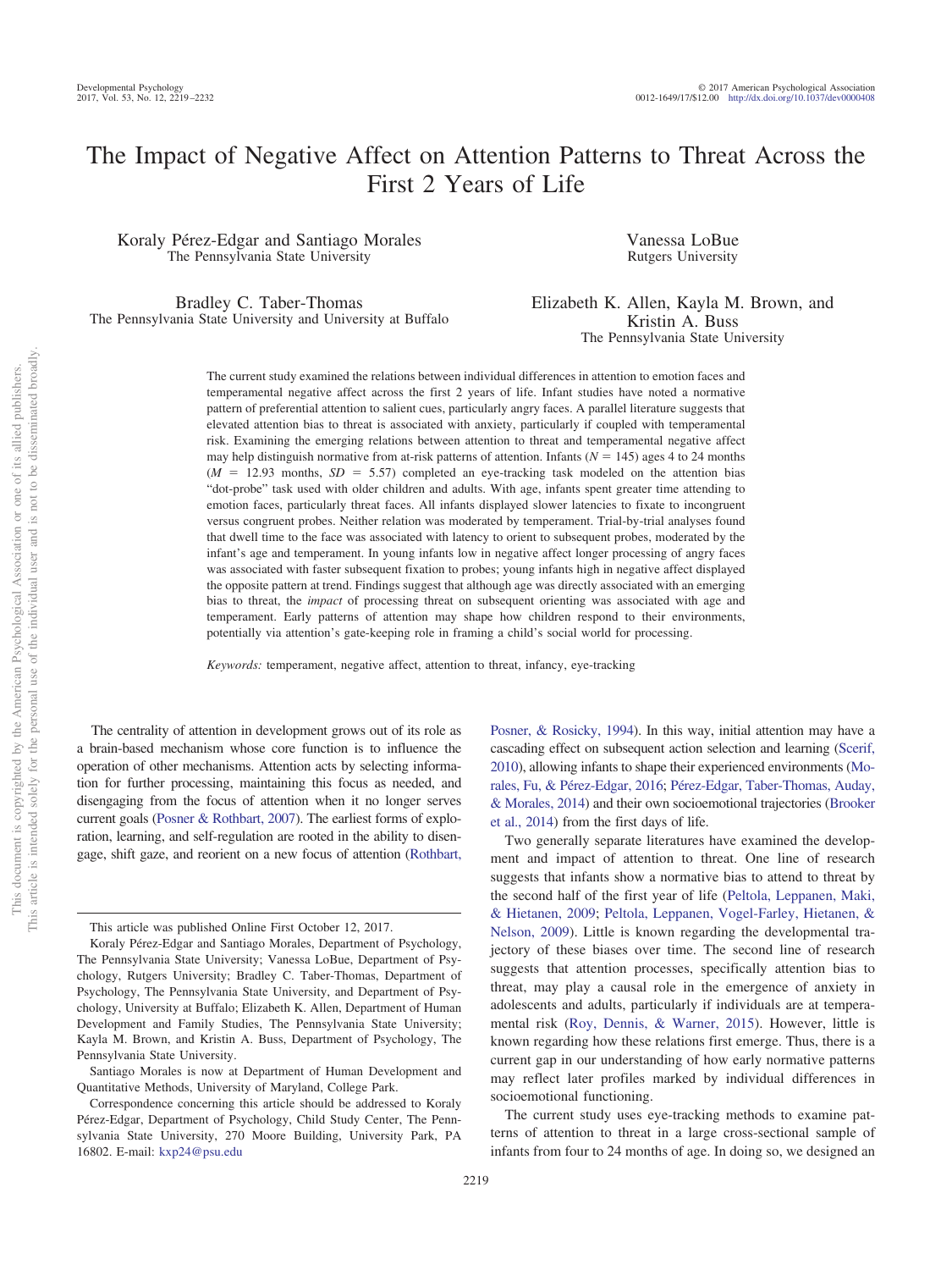# The Impact of Negative Affect on Attention Patterns to Threat Across the First 2 Years of Life

Koraly Pérez-Edgar and Santiago Morales
The Pennsylvania State University

Vanessa LoBue
Rutgers University

Bradley C. Taber-Thomas
The Pennsylvania State University and University at Buffalo

Elizabeth K. Allen, Kayla M. Brown, and Kristin A. Buss
The Pennsylvania State University

The current study examined the relations between individual differences in attention to emotion faces and temperamental negative affect across the first 2 years of life. Infant studies have noted a normative pattern of preferential attention to salient cues, particularly angry faces. A parallel literature suggests that elevated attention bias to threat is associated with anxiety, particularly if coupled with temperamental risk. Examining the emerging relations between attention to threat and temperamental negative affect may help distinguish normative from at-risk patterns of attention. Infants ($N = 145$) ages 4 to 24 months ($M = 12.93$ months, $SD = 5.57$) completed an eye-tracking task modeled on the attention bias "dot-probe" task used with older children and adults. With age, infants spent greater time attending to emotion faces, particularly threat faces. All infants displayed slower latencies to fixate to incongruent versus congruent probes. Neither relation was moderated by temperament. Trial-by-trial analyses found that dwell time to the face was associated with latency to orient to subsequent probes, moderated by the infant's age and temperament. In young infants low in negative affect longer processing of angry faces was associated with faster subsequent fixation to probes; young infants high in negative affect displayed the opposite pattern at trend. Findings suggest that although age was directly associated with an emerging bias to threat, the *impact* of processing threat on subsequent orienting was associated with age and temperament. Early patterns of attention may shape how children respond to their environments, potentially via attention's gate-keeping role in framing a child's social world for processing.

*Keywords:* temperament, negative affect, attention to threat, infancy, eye-tracking

The centrality of attention in development grows out of its role as a brain-based mechanism whose core function is to influence the operation of other mechanisms. Attention acts by selecting information for further processing, maintaining this focus as needed, and disengaging from the focus of attention when it no longer serves current goals (Posner & Rothbart, 2007). The earliest forms of exploration, learning, and self-regulation are rooted in the ability to disengage, shift gaze, and reorient on a new focus of attention (Rothbart, Posner, & Rosicky, 1994). In this way, initial attention may have a cascading effect on subsequent action selection and learning (Scerif, 2010), allowing infants to shape their experienced environments (Morales, Fu, & Pérez-Edgar, 2016; Pérez-Edgar, Taber-Thomas, Auday, & Morales, 2014) and their own socioemotional trajectories (Brooker et al., 2014) from the first days of life.

Two generally separate literatures have examined the development and impact of attention to threat. One line of research suggests that infants show a normative bias to attend to threat by the second half of the first year of life (Peltola, Leppanen, Maki, & Hietanen, 2009; Peltola, Leppanen, Vogel-Farley, Hietanen, & Nelson, 2009). Little is known regarding the developmental trajectory of these biases over time. The second line of research suggests that attention processes, specifically attention bias to threat, may play a causal role in the emergence of anxiety in adolescents and adults, particularly if individuals are at temperamental risk (Roy, Dennis, & Warner, 2015). However, little is known regarding how these relations first emerge. Thus, there is a current gap in our understanding of how early normative patterns may reflect later profiles marked by individual differences in socioemotional functioning.

The current study uses eye-tracking methods to examine patterns of attention to threat in a large cross-sectional sample of infants from four to 24 months of age. In doing so, we designed an

---

This article was published Online First October 12, 2017.

Koraly Pérez-Edgar and Santiago Morales, Department of Psychology, The Pennsylvania State University; Vanessa LoBue, Department of Psychology, Rutgers University; Bradley C. Taber-Thomas, Department of Psychology, The Pennsylvania State University, and Department of Psychology, University at Buffalo; Elizabeth K. Allen, Department of Human Development and Family Studies, The Pennsylvania State University; Kayla M. Brown, and Kristin A. Buss, Department of Psychology, The Pennsylvania State University.

Santiago Morales is now at Department of Human Development and Quantitative Methods, University of Maryland, College Park.

Correspondence concerning this article should be addressed to Koraly Pérez-Edgar, Department of Psychology, Child Study Center, The Pennsylvania State University, 270 Moore Building, University Park, PA 16802. E-mail: kxp24@psu.edu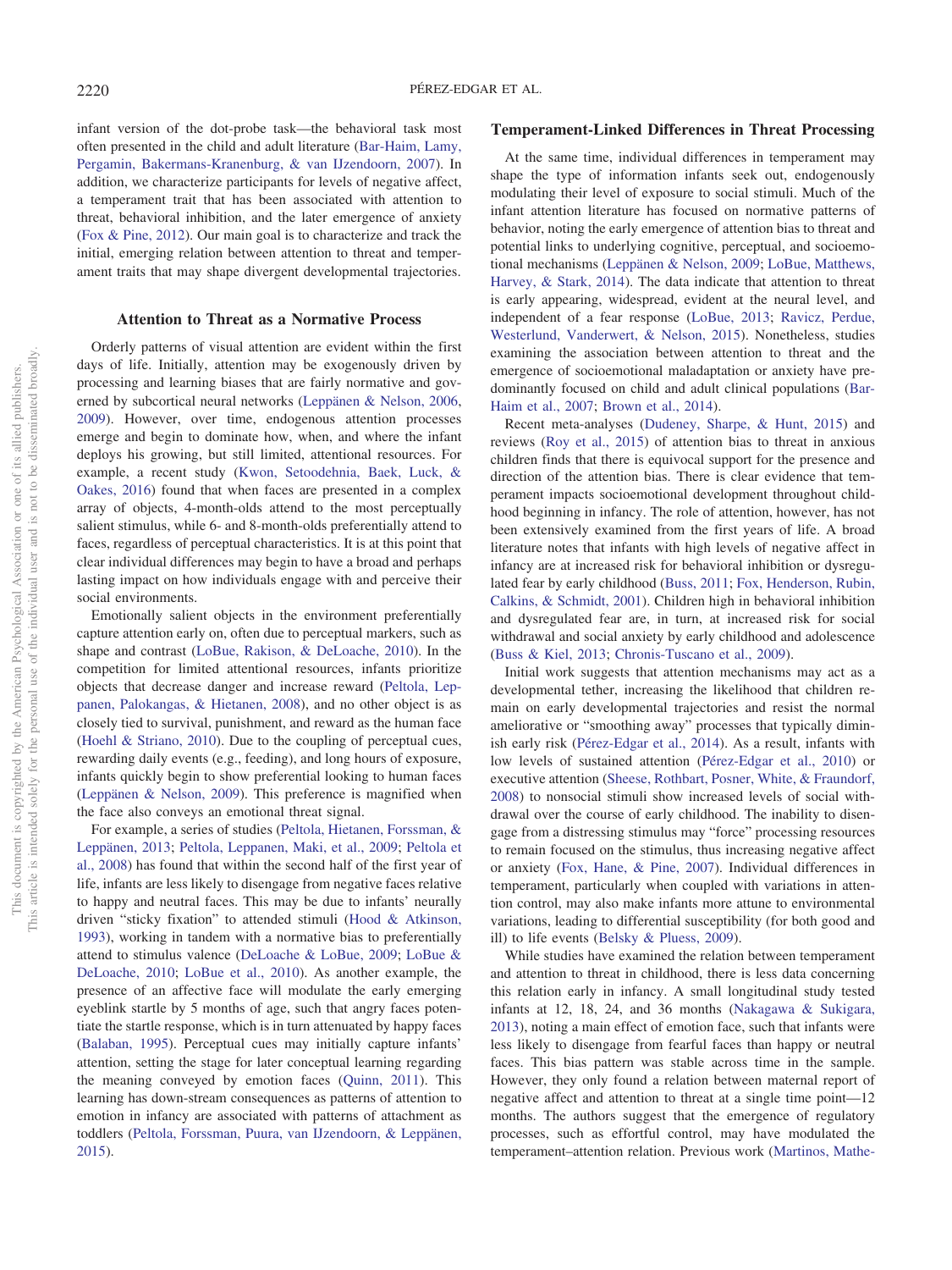infant version of the dot-probe task—the behavioral task most often presented in the child and adult literature (Bar-Haim, Lamy, Pergamin, Bakermans-Kranenburg, & van IJzendoorn, 2007). In addition, we characterize participants for levels of negative affect, a temperament trait that has been associated with attention to threat, behavioral inhibition, and the later emergence of anxiety (Fox & Pine, 2012). Our main goal is to characterize and track the initial, emerging relation between attention to threat and temperament traits that may shape divergent developmental trajectories.

## Attention to Threat as a Normative Process

Orderly patterns of visual attention are evident within the first days of life. Initially, attention may be exogenously driven by processing and learning biases that are fairly normative and governed by subcortical neural networks (Leppänen & Nelson, 2006, 2009). However, over time, endogenous attention processes emerge and begin to dominate how, when, and where the infant deploys his growing, but still limited, attentional resources. For example, a recent study (Kwon, Setoodehnia, Baek, Luck, & Oakes, 2016) found that when faces are presented in a complex array of objects, 4-month-olds attend to the most perceptually salient stimulus, while 6- and 8-month-olds preferentially attend to faces, regardless of perceptual characteristics. It is at this point that clear individual differences may begin to have a broad and perhaps lasting impact on how individuals engage with and perceive their social environments.

Emotionally salient objects in the environment preferentially capture attention early on, often due to perceptual markers, such as shape and contrast (LoBue, Rakison, & DeLoache, 2010). In the competition for limited attentional resources, infants prioritize objects that decrease danger and increase reward (Peltola, Leppanen, Palokangas, & Hietanen, 2008), and no other object is as closely tied to survival, punishment, and reward as the human face (Hoehl & Striano, 2010). Due to the coupling of perceptual cues, rewarding daily events (e.g., feeding), and long hours of exposure, infants quickly begin to show preferential looking to human faces (Leppänen & Nelson, 2009). This preference is magnified when the face also conveys an emotional threat signal.

For example, a series of studies (Peltola, Hietanen, Forssman, & Leppänen, 2013; Peltola, Leppanen, Maki, et al., 2009; Peltola et al., 2008) has found that within the second half of the first year of life, infants are less likely to disengage from negative faces relative to happy and neutral faces. This may be due to infants' neurally driven "sticky fixation" to attended stimuli (Hood & Atkinson, 1993), working in tandem with a normative bias to preferentially attend to stimulus valence (DeLoache & LoBue, 2009; LoBue & DeLoache, 2010; LoBue et al., 2010). As another example, the presence of an affective face will modulate the early emerging eyeblink startle by 5 months of age, such that angry faces potentiate the startle response, which is in turn attenuated by happy faces (Balaban, 1995). Perceptual cues may initially capture infants' attention, setting the stage for later conceptual learning regarding the meaning conveyed by emotion faces (Quinn, 2011). This learning has down-stream consequences as patterns of attention to emotion in infancy are associated with patterns of attachment as toddlers (Peltola, Forssman, Puura, van IJzendoorn, & Leppänen, 2015).

## Temperament-Linked Differences in Threat Processing

At the same time, individual differences in temperament may shape the type of information infants seek out, endogenously modulating their level of exposure to social stimuli. Much of the infant attention literature has focused on normative patterns of behavior, noting the early emergence of attention bias to threat and potential links to underlying cognitive, perceptual, and socioemotional mechanisms (Leppänen & Nelson, 2009; LoBue, Matthews, Harvey, & Stark, 2014). The data indicate that attention to threat is early appearing, widespread, evident at the neural level, and independent of a fear response (LoBue, 2013; Ravicz, Perdue, Westerlund, Vanderwert, & Nelson, 2015). Nonetheless, studies examining the association between attention to threat and the emergence of socioemotional maladaptation or anxiety have predominantly focused on child and adult clinical populations (Bar-Haim et al., 2007; Brown et al., 2014).

Recent meta-analyses (Dudeney, Sharpe, & Hunt, 2015) and reviews (Roy et al., 2015) of attention bias to threat in anxious children finds that there is equivocal support for the presence and direction of the attention bias. There is clear evidence that temperament impacts socioemotional development throughout childhood beginning in infancy. The role of attention, however, has not been extensively examined from the first years of life. A broad literature notes that infants with high levels of negative affect in infancy are at increased risk for behavioral inhibition or dysregulated fear by early childhood (Buss, 2011; Fox, Henderson, Rubin, Calkins, & Schmidt, 2001). Children high in behavioral inhibition and dysregulated fear are, in turn, at increased risk for social withdrawal and social anxiety by early childhood and adolescence (Buss & Kiel, 2013; Chronis-Tuscano et al., 2009).

Initial work suggests that attention mechanisms may act as a developmental tether, increasing the likelihood that children remain on early developmental trajectories and resist the normal ameliorative or "smoothing away" processes that typically diminish early risk (Pérez-Edgar et al., 2014). As a result, infants with low levels of sustained attention (Pérez-Edgar et al., 2010) or executive attention (Sheese, Rothbart, Posner, White, & Fraundorf, 2008) to nonsocial stimuli show increased levels of social withdrawal over the course of early childhood. The inability to disengage from a distressing stimulus may "force" processing resources to remain focused on the stimulus, thus increasing negative affect or anxiety (Fox, Hane, & Pine, 2007). Individual differences in temperament, particularly when coupled with variations in attention control, may also make infants more attune to environmental variations, leading to differential susceptibility (for both good and ill) to life events (Belsky & Pluess, 2009).

While studies have examined the relation between temperament and attention to threat in childhood, there is less data concerning this relation early in infancy. A small longitudinal study tested infants at 12, 18, 24, and 36 months (Nakagawa & Sukigara, 2013), noting a main effect of emotion face, such that infants were less likely to disengage from fearful faces than happy or neutral faces. This bias pattern was stable across time in the sample. However, they only found a relation between maternal report of negative affect and attention to threat at a single time point—12 months. The authors suggest that the emergence of regulatory processes, such as effortful control, may have modulated the temperament–attention relation. Previous work (Martinos, Mathe-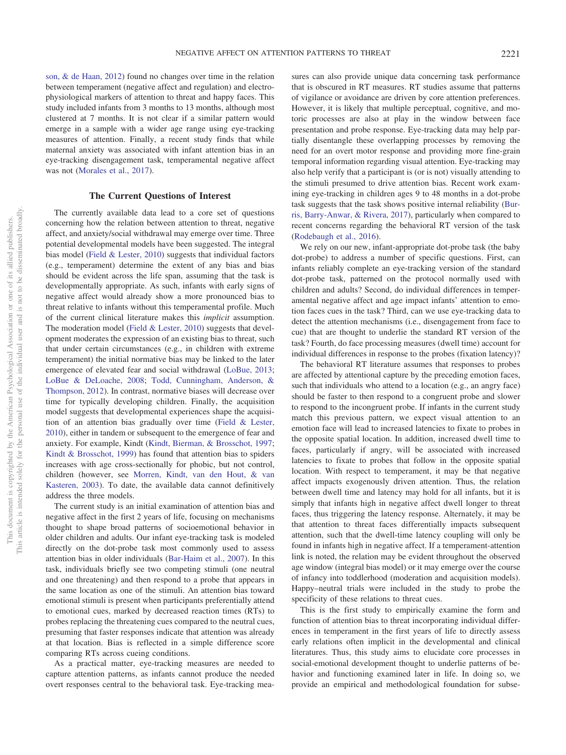son, & de Haan, 2012) found no changes over time in the relation between temperament (negative affect and regulation) and electrophysiological markers of attention to threat and happy faces. This study included infants from 3 months to 13 months, although most clustered at 7 months. It is not clear if a similar pattern would emerge in a sample with a wider age range using eye-tracking measures of attention. Finally, a recent study finds that while maternal anxiety was associated with infant attention bias in an eye-tracking disengagement task, temperamental negative affect was not (Morales et al., 2017).

## The Current Questions of Interest

The currently available data lead to a core set of questions concerning how the relation between attention to threat, negative affect, and anxiety/social withdrawal may emerge over time. Three potential developmental models have been suggested. The integral bias model (Field & Lester, 2010) suggests that individual factors (e.g., temperament) determine the extent of any bias and bias should be evident across the life span, assuming that the task is developmentally appropriate. As such, infants with early signs of negative affect would already show a more pronounced bias to threat relative to infants without this temperamental profile. Much of the current clinical literature makes this *implicit* assumption. The moderation model (Field & Lester, 2010) suggests that development moderates the expression of an existing bias to threat, such that under certain circumstances (e.g., in children with extreme temperament) the initial normative bias may be linked to the later emergence of elevated fear and social withdrawal (LoBue, 2013; LoBue & DeLoache, 2008; Todd, Cunningham, Anderson, & Thompson, 2012). In contrast, normative biases will decrease over time for typically developing children. Finally, the acquisition model suggests that developmental experiences shape the acquisition of an attention bias gradually over time (Field & Lester, 2010), either in tandem or subsequent to the emergence of fear and anxiety. For example, Kindt (Kindt, Bierman, & Brosschot, 1997; Kindt & Brosschot, 1999) has found that attention bias to spiders increases with age cross-sectionally for phobic, but not control, children (however, see Morren, Kindt, van den Hout, & van Kasteren, 2003). To date, the available data cannot definitively address the three models.

The current study is an initial examination of attention bias and negative affect in the first 2 years of life, focusing on mechanisms thought to shape broad patterns of socioemotional behavior in older children and adults. Our infant eye-tracking task is modeled directly on the dot-probe task most commonly used to assess attention bias in older individuals (Bar-Haim et al., 2007). In this task, individuals briefly see two competing stimuli (one neutral and one threatening) and then respond to a probe that appears in the same location as one of the stimuli. An attention bias toward emotional stimuli is present when participants preferentially attend to emotional cues, marked by decreased reaction times (RTs) to probes replacing the threatening cues compared to the neutral cues, presuming that faster responses indicate that attention was already at that location. Bias is reflected in a simple difference score comparing RTs across cueing conditions.

As a practical matter, eye-tracking measures are needed to capture attention patterns, as infants cannot produce the needed overt responses central to the behavioral task. Eye-tracking measures can also provide unique data concerning task performance that is obscured in RT measures. RT studies assume that patterns of vigilance or avoidance are driven by core attention preferences. However, it is likely that multiple perceptual, cognitive, and motoric processes are also at play in the window between face presentation and probe response. Eye-tracking data may help partially disentangle these overlapping processes by removing the need for an overt motor response and providing more fine-grain temporal information regarding visual attention. Eye-tracking may also help verify that a participant is (or is not) visually attending to the stimuli presumed to drive attention bias. Recent work examining eye-tracking in children ages 9 to 48 months in a dot-probe task suggests that the task shows positive internal reliability (Burris, Barry-Anwar, & Rivera, 2017), particularly when compared to recent concerns regarding the behavioral RT version of the task (Rodebaugh et al., 2016).

We rely on our new, infant-appropriate dot-probe task (the baby dot-probe) to address a number of specific questions. First, can infants reliably complete an eye-tracking version of the standard dot-probe task, patterned on the protocol normally used with children and adults? Second, do individual differences in temperamental negative affect and age impact infants' attention to emotion faces cues in the task? Third, can we use eye-tracking data to detect the attention mechanisms (i.e., disengagement from face to cue) that are thought to underlie the standard RT version of the task? Fourth, do face processing measures (dwell time) account for individual differences in response to the probes (fixation latency)?

The behavioral RT literature assumes that responses to probes are affected by attentional capture by the preceding emotion faces, such that individuals who attend to a location (e.g., an angry face) should be faster to then respond to a congruent probe and slower to respond to the incongruent probe. If infants in the current study match this previous pattern, we expect visual attention to an emotion face will lead to increased latencies to fixate to probes in the opposite spatial location. In addition, increased dwell time to faces, particularly if angry, will be associated with increased latencies to fixate to probes that follow in the opposite spatial location. With respect to temperament, it may be that negative affect impacts exogenously driven attention. Thus, the relation between dwell time and latency may hold for all infants, but it is simply that infants high in negative affect dwell longer to threat faces, thus triggering the latency response. Alternately, it may be that attention to threat faces differentially impacts subsequent attention, such that the dwell-time latency coupling will only be found in infants high in negative affect. If a temperament-attention link is noted, the relation may be evident throughout the observed age window (integral bias model) or it may emerge over the course of infancy into toddlerhood (moderation and acquisition models). Happy–neutral trials were included in the study to probe the specificity of these relations to threat cues.

This is the first study to empirically examine the form and function of attention bias to threat incorporating individual differences in temperament in the first years of life to directly assess early relations often implicit in the developmental and clinical literatures. Thus, this study aims to elucidate core processes in social-emotional development thought to underlie patterns of behavior and functioning examined later in life. In doing so, we provide an empirical and methodological foundation for subse-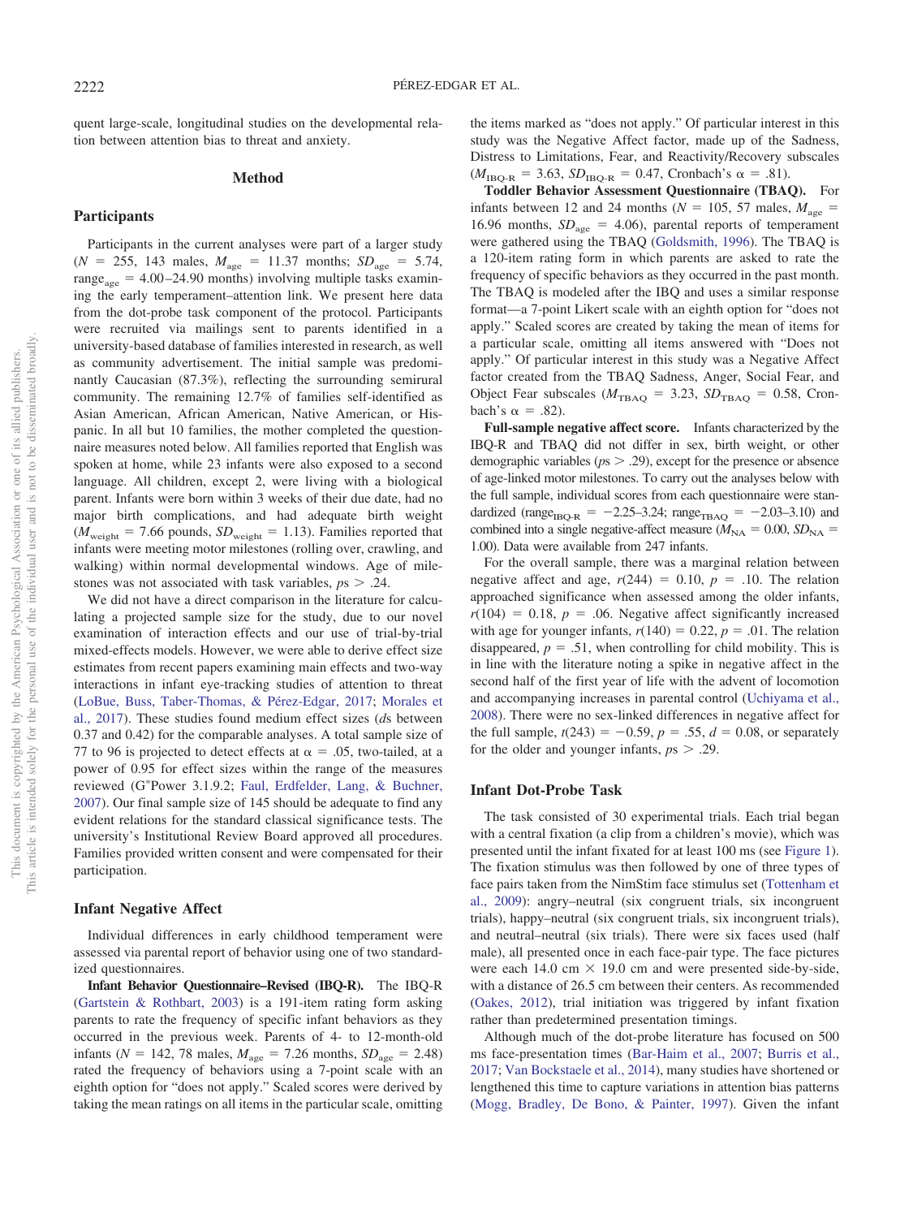quent large-scale, longitudinal studies on the developmental relation between attention bias to threat and anxiety.

## Method

### Participants

Participants in the current analyses were part of a larger study ($N$ = 255, 143 males, $M_{age}$ = 11.37 months; $SD_{age}$ = 5.74, $range_{age}$ = 4.00–24.90 months) involving multiple tasks examining the early temperament–attention link. We present here data from the dot-probe task component of the protocol. Participants were recruited via mailings sent to parents identified in a university-based database of families interested in research, as well as community advertisement. The initial sample was predominantly Caucasian (87.3%), reflecting the surrounding semirural community. The remaining 12.7% of families self-identified as Asian American, African American, Native American, or Hispanic. In all but 10 families, the mother completed the questionnaire measures noted below. All families reported that English was spoken at home, while 23 infants were also exposed to a second language. All children, except 2, were living with a biological parent. Infants were born within 3 weeks of their due date, had no major birth complications, and had adequate birth weight ($M_{weight}$ = 7.66 pounds, $SD_{weight}$ = 1.13). Families reported that infants were meeting motor milestones (rolling over, crawling, and walking) within normal developmental windows. Age of milestones was not associated with task variables, $ps > .24$.

We did not have a direct comparison in the literature for calculating a projected sample size for the study, due to our novel examination of interaction effects and our use of trial-by-trial mixed-effects models. However, we were able to derive effect size estimates from recent papers examining main effects and two-way interactions in infant eye-tracking studies of attention to threat (LoBue, Buss, Taber-Thomas, & Pérez-Edgar, 2017; Morales et al., 2017). These studies found medium effect sizes ($d$s between 0.37 and 0.42) for the comparable analyses. A total sample size of 77 to 96 is projected to detect effects at $\alpha$ = .05, two-tailed, at a power of 0.95 for effect sizes within the range of the measures reviewed (G*Power 3.1.9.2; Faul, Erdfelder, Lang, & Buchner, 2007). Our final sample size of 145 should be adequate to find any evident relations for the standard classical significance tests. The university's Institutional Review Board approved all procedures. Families provided written consent and were compensated for their participation.

### Infant Negative Affect

Individual differences in early childhood temperament were assessed via parental report of behavior using one of two standardized questionnaires.

**Infant Behavior Questionnaire–Revised (IBQ-R).** The IBQ-R (Gartstein & Rothbart, 2003) is a 191-item rating form asking parents to rate the frequency of specific infant behaviors as they occurred in the previous week. Parents of 4- to 12-month-old infants ($N$ = 142, 78 males, $M_{age}$ = 7.26 months, $SD_{age}$ = 2.48) rated the frequency of behaviors using a 7-point scale with an eighth option for "does not apply." Scaled scores were derived by taking the mean ratings on all items in the particular scale, omitting the items marked as "does not apply." Of particular interest in this study was the Negative Affect factor, made up of the Sadness, Distress to Limitations, Fear, and Reactivity/Recovery subscales ($M_{IBQ\text{-}R}$ = 3.63, $SD_{IBQ\text{-}R}$ = 0.47, Cronbach's $\alpha$ = .81).

**Toddler Behavior Assessment Questionnaire (TBAQ).** For infants between 12 and 24 months ($N$ = 105, 57 males, $M_{age}$ = 16.96 months, $SD_{age}$ = 4.06), parental reports of temperament were gathered using the TBAQ (Goldsmith, 1996). The TBAQ is a 120-item rating form in which parents are asked to rate the frequency of specific behaviors as they occurred in the past month. The TBAQ is modeled after the IBQ and uses a similar response format—a 7-point Likert scale with an eighth option for "does not apply." Scaled scores are created by taking the mean of items for a particular scale, omitting all items answered with "Does not apply." Of particular interest in this study was a Negative Affect factor created from the TBAQ Sadness, Anger, Social Fear, and Object Fear subscales ($M_{TBAQ}$ = 3.23, $SD_{TBAQ}$ = 0.58, Cronbach's $\alpha$ = .82).

**Full-sample negative affect score.** Infants characterized by the IBQ-R and TBAQ did not differ in sex, birth weight, or other demographic variables ($ps > .29$), except for the presence or absence of age-linked motor milestones. To carry out the analyses below with the full sample, individual scores from each questionnaire were standardized ($range_{IBQ\text{-}R}$ = −2.25–3.24; $range_{TBAQ}$ = −2.03–3.10) and combined into a single negative-affect measure ($M_{NA}$ = 0.00, $SD_{NA}$ = 1.00). Data were available from 247 infants.

For the overall sample, there was a marginal relation between negative affect and age, $r(244)$ = 0.10, $p$ = .10. The relation approached significance when assessed among the older infants, $r(104)$ = 0.18, $p$ = .06. Negative affect significantly increased with age for younger infants, $r(140)$ = 0.22, $p$ = .01. The relation disappeared, $p$ = .51, when controlling for child mobility. This is in line with the literature noting a spike in negative affect in the second half of the first year of life with the advent of locomotion and accompanying increases in parental control (Uchiyama et al., 2008). There were no sex-linked differences in negative affect for the full sample, $t(243)$ = −0.59, $p$ = .55, $d$ = 0.08, or separately for the older and younger infants, $ps > .29$.

### Infant Dot-Probe Task

The task consisted of 30 experimental trials. Each trial began with a central fixation (a clip from a children's movie), which was presented until the infant fixated for at least 100 ms (see Figure 1). The fixation stimulus was then followed by one of three types of face pairs taken from the NimStim face stimulus set (Tottenham et al., 2009): angry–neutral (six congruent trials, six incongruent trials), happy–neutral (six congruent trials, six incongruent trials), and neutral–neutral (six trials). There were six faces used (half male), all presented once in each face-pair type. The face pictures were each 14.0 cm × 19.0 cm and were presented side-by-side, with a distance of 26.5 cm between their centers. As recommended (Oakes, 2012), trial initiation was triggered by infant fixation rather than predetermined presentation timings.

Although much of the dot-probe literature has focused on 500 ms face-presentation times (Bar-Haim et al., 2007; Burris et al., 2017; Van Bockstaele et al., 2014), many studies have shortened or lengthened this time to capture variations in attention bias patterns (Mogg, Bradley, De Bono, & Painter, 1997). Given the infant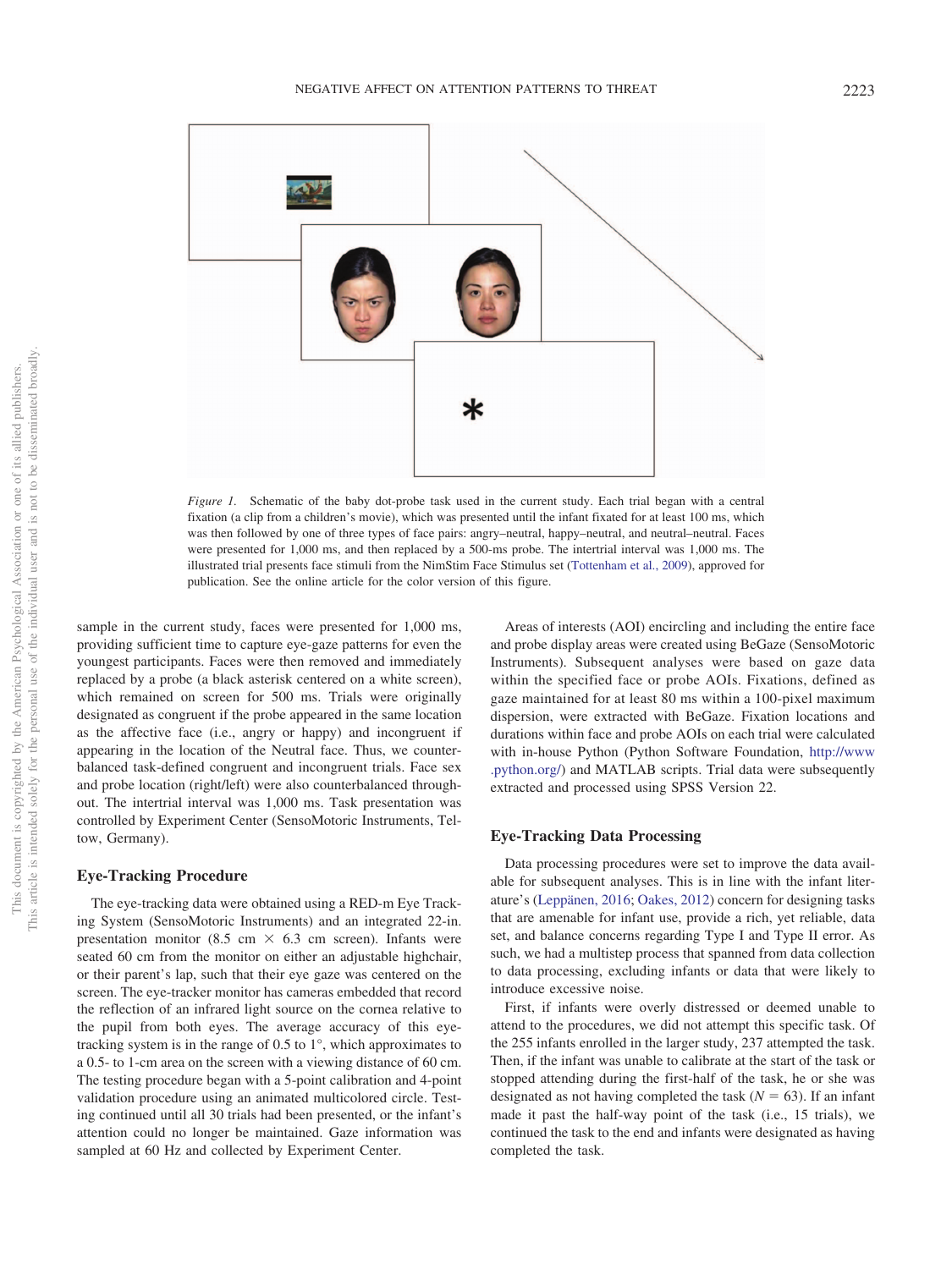*Figure 1.* Schematic of the baby dot-probe task used in the current study. Each trial began with a central fixation (a clip from a children's movie), which was presented until the infant fixated for at least 100 ms, which was then followed by one of three types of face pairs: angry–neutral, happy–neutral, and neutral–neutral. Faces were presented for 1,000 ms, and then replaced by a 500-ms probe. The intertrial interval was 1,000 ms. The illustrated trial presents face stimuli from the NimStim Face Stimulus set (Tottenham et al., 2009), approved for publication. See the online article for the color version of this figure.

sample in the current study, faces were presented for 1,000 ms, providing sufficient time to capture eye-gaze patterns for even the youngest participants. Faces were then removed and immediately replaced by a probe (a black asterisk centered on a white screen), which remained on screen for 500 ms. Trials were originally designated as congruent if the probe appeared in the same location as the affective face (i.e., angry or happy) and incongruent if appearing in the location of the Neutral face. Thus, we counterbalanced task-defined congruent and incongruent trials. Face sex and probe location (right/left) were also counterbalanced throughout. The intertrial interval was 1,000 ms. Task presentation was controlled by Experiment Center (SensoMotoric Instruments, Teltow, Germany).

## Eye-Tracking Procedure

The eye-tracking data were obtained using a RED-m Eye Tracking System (SensoMotoric Instruments) and an integrated 22-in. presentation monitor (8.5 cm × 6.3 cm screen). Infants were seated 60 cm from the monitor on either an adjustable highchair, or their parent's lap, such that their eye gaze was centered on the screen. The eye-tracker monitor has cameras embedded that record the reflection of an infrared light source on the cornea relative to the pupil from both eyes. The average accuracy of this eye-tracking system is in the range of 0.5 to 1°, which approximates to a 0.5- to 1-cm area on the screen with a viewing distance of 60 cm. The testing procedure began with a 5-point calibration and 4-point validation procedure using an animated multicolored circle. Testing continued until all 30 trials had been presented, or the infant's attention could no longer be maintained. Gaze information was sampled at 60 Hz and collected by Experiment Center.

Areas of interests (AOI) encircling and including the entire face and probe display areas were created using BeGaze (SensoMotoric Instruments). Subsequent analyses were based on gaze data within the specified face or probe AOIs. Fixations, defined as gaze maintained for at least 80 ms within a 100-pixel maximum dispersion, were extracted with BeGaze. Fixation locations and durations within face and probe AOIs on each trial were calculated with in-house Python (Python Software Foundation, http://www.python.org/) and MATLAB scripts. Trial data were subsequently extracted and processed using SPSS Version 22.

## Eye-Tracking Data Processing

Data processing procedures were set to improve the data available for subsequent analyses. This is in line with the infant literature's (Leppänen, 2016; Oakes, 2012) concern for designing tasks that are amenable for infant use, provide a rich, yet reliable, data set, and balance concerns regarding Type I and Type II error. As such, we had a multistep process that spanned from data collection to data processing, excluding infants or data that were likely to introduce excessive noise.

First, if infants were overly distressed or deemed unable to attend to the procedures, we did not attempt this specific task. Of the 255 infants enrolled in the larger study, 237 attempted the task. Then, if the infant was unable to calibrate at the start of the task or stopped attending during the first-half of the task, he or she was designated as not having completed the task ($N = 63$). If an infant made it past the half-way point of the task (i.e., 15 trials), we continued the task to the end and infants were designated as having completed the task.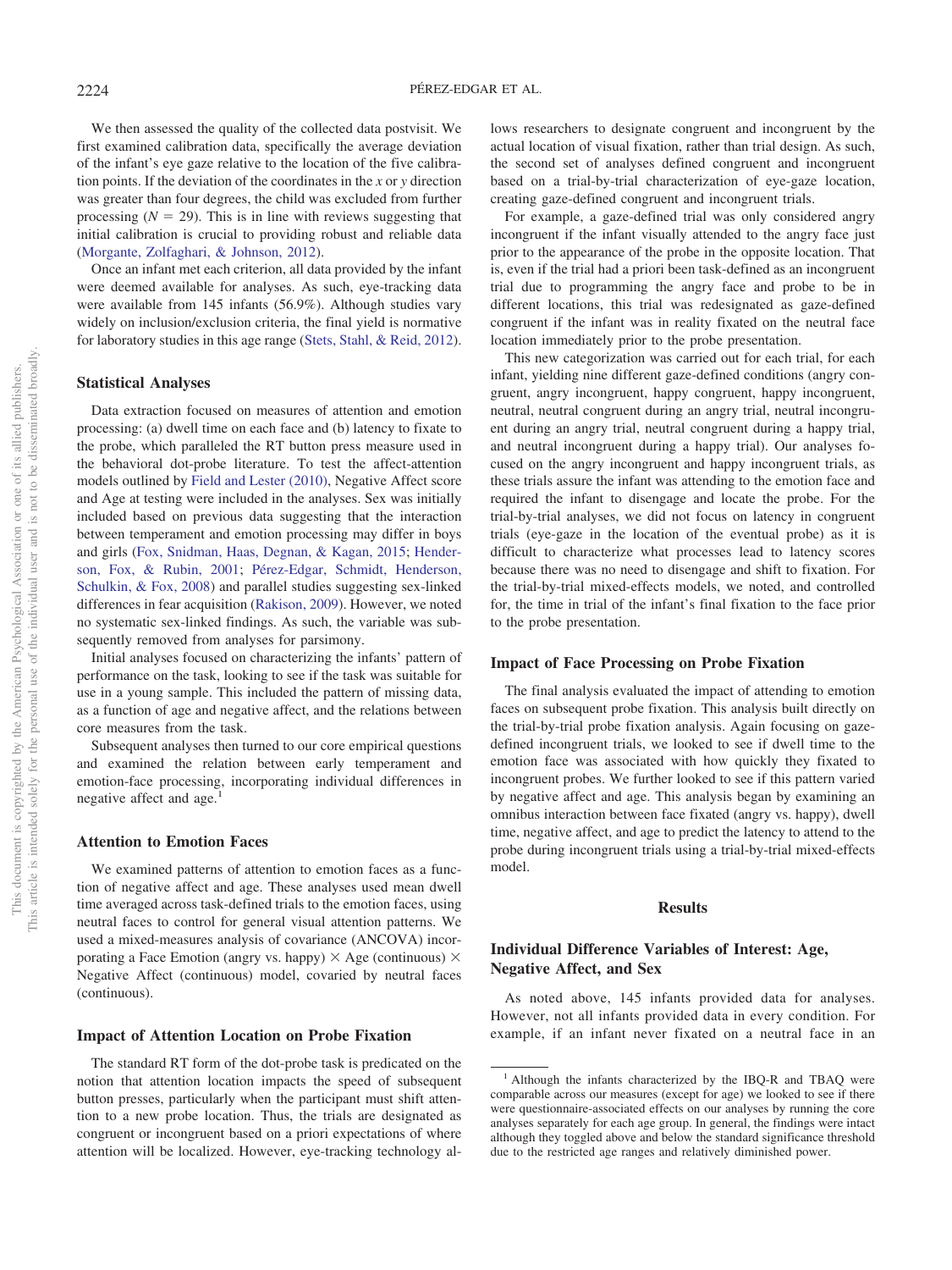We then assessed the quality of the collected data postvisit. We first examined calibration data, specifically the average deviation of the infant's eye gaze relative to the location of the five calibration points. If the deviation of the coordinates in the *x* or *y* direction was greater than four degrees, the child was excluded from further processing ($N = 29$). This is in line with reviews suggesting that initial calibration is crucial to providing robust and reliable data (Morgante, Zolfaghari, & Johnson, 2012).

Once an infant met each criterion, all data provided by the infant were deemed available for analyses. As such, eye-tracking data were available from 145 infants (56.9%). Although studies vary widely on inclusion/exclusion criteria, the final yield is normative for laboratory studies in this age range (Stets, Stahl, & Reid, 2012).

### Statistical Analyses

Data extraction focused on measures of attention and emotion processing: (a) dwell time on each face and (b) latency to fixate to the probe, which paralleled the RT button press measure used in the behavioral dot-probe literature. To test the affect-attention models outlined by Field and Lester (2010), Negative Affect score and Age at testing were included in the analyses. Sex was initially included based on previous data suggesting that the interaction between temperament and emotion processing may differ in boys and girls (Fox, Snidman, Haas, Degnan, & Kagan, 2015; Henderson, Fox, & Rubin, 2001; Pérez-Edgar, Schmidt, Henderson, Schulkin, & Fox, 2008) and parallel studies suggesting sex-linked differences in fear acquisition (Rakison, 2009). However, we noted no systematic sex-linked findings. As such, the variable was subsequently removed from analyses for parsimony.

Initial analyses focused on characterizing the infants' pattern of performance on the task, looking to see if the task was suitable for use in a young sample. This included the pattern of missing data, as a function of age and negative affect, and the relations between core measures from the task.

Subsequent analyses then turned to our core empirical questions and examined the relation between early temperament and emotion-face processing, incorporating individual differences in negative affect and age.[1]

### Attention to Emotion Faces

We examined patterns of attention to emotion faces as a function of negative affect and age. These analyses used mean dwell time averaged across task-defined trials to the emotion faces, using neutral faces to control for general visual attention patterns. We used a mixed-measures analysis of covariance (ANCOVA) incorporating a Face Emotion (angry vs. happy) × Age (continuous) × Negative Affect (continuous) model, covaried by neutral faces (continuous).

### Impact of Attention Location on Probe Fixation

The standard RT form of the dot-probe task is predicated on the notion that attention location impacts the speed of subsequent button presses, particularly when the participant must shift attention to a new probe location. Thus, the trials are designated as congruent or incongruent based on a priori expectations of where attention will be localized. However, eye-tracking technology allows researchers to designate congruent and incongruent by the actual location of visual fixation, rather than trial design. As such, the second set of analyses defined congruent and incongruent based on a trial-by-trial characterization of eye-gaze location, creating gaze-defined congruent and incongruent trials.

For example, a gaze-defined trial was only considered angry incongruent if the infant visually attended to the angry face just prior to the appearance of the probe in the opposite location. That is, even if the trial had a priori been task-defined as an incongruent trial due to programming the angry face and probe to be in different locations, this trial was redesignated as gaze-defined congruent if the infant was in reality fixated on the neutral face location immediately prior to the probe presentation.

This new categorization was carried out for each trial, for each infant, yielding nine different gaze-defined conditions (angry congruent, angry incongruent, happy congruent, happy incongruent, neutral, neutral congruent during an angry trial, neutral incongruent during an angry trial, neutral congruent during a happy trial, and neutral incongruent during a happy trial). Our analyses focused on the angry incongruent and happy incongruent trials, as these trials assure the infant was attending to the emotion face and required the infant to disengage and locate the probe. For the trial-by-trial analyses, we did not focus on latency in congruent trials (eye-gaze in the location of the eventual probe) as it is difficult to characterize what processes lead to latency scores because there was no need to disengage and shift to fixation. For the trial-by-trial mixed-effects models, we noted, and controlled for, the time in trial of the infant's final fixation to the face prior to the probe presentation.

### Impact of Face Processing on Probe Fixation

The final analysis evaluated the impact of attending to emotion faces on subsequent probe fixation. This analysis built directly on the trial-by-trial probe fixation analysis. Again focusing on gaze-defined incongruent trials, we looked to see if dwell time to the emotion face was associated with how quickly they fixated to incongruent probes. We further looked to see if this pattern varied by negative affect and age. This analysis began by examining an omnibus interaction between face fixated (angry vs. happy), dwell time, negative affect, and age to predict the latency to attend to the probe during incongruent trials using a trial-by-trial mixed-effects model.

## Results

### Individual Difference Variables of Interest: Age, Negative Affect, and Sex

As noted above, 145 infants provided data for analyses. However, not all infants provided data in every condition. For example, if an infant never fixated on a neutral face in an

[1] Although the infants characterized by the IBQ-R and TBAQ were comparable across our measures (except for age) we looked to see if there were questionnaire-associated effects on our analyses by running the core analyses separately for each age group. In general, the findings were intact although they toggled above and below the standard significance threshold due to the restricted age ranges and relatively diminished power.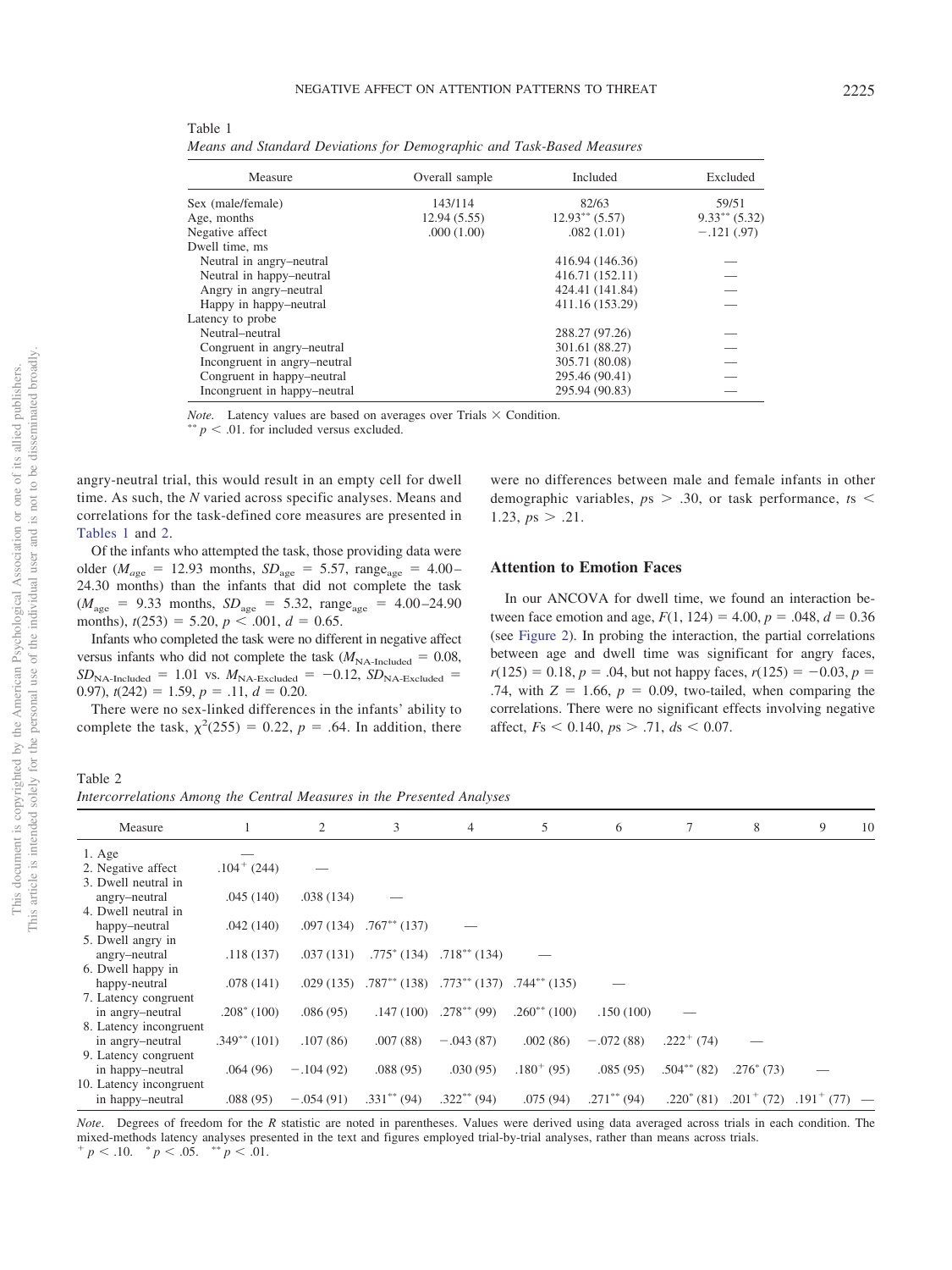Table 1
*Means and Standard Deviations for Demographic and Task-Based Measures*

| Measure | Overall sample | Included | Excluded |
|---|---|---|---|
| Sex (male/female) | 143/114 | 82/63 | 59/51 |
| Age, months | 12.94 (5.55) | 12.93** (5.57) | 9.33** (5.32) |
| Negative affect | .000 (1.00) | .082 (1.01) | −.121 (.97) |
| Dwell time, ms | | | |
| Neutral in angry–neutral | | 416.94 (146.36) | — |
| Neutral in happy–neutral | | 416.71 (152.11) | — |
| Angry in angry–neutral | | 424.41 (141.84) | — |
| Happy in happy–neutral | | 411.16 (153.29) | — |
| Latency to probe | | | |
| Neutral–neutral | | 288.27 (97.26) | — |
| Congruent in angry–neutral | | 301.61 (88.27) | — |
| Incongruent in angry–neutral | | 305.71 (80.08) | — |
| Congruent in happy–neutral | | 295.46 (90.41) | — |
| Incongruent in happy–neutral | | 295.94 (90.83) | — |

*Note.* Latency values are based on averages over Trials × Condition.
** $p < .01$. for included versus excluded.

angry-neutral trial, this would result in an empty cell for dwell time. As such, the *N* varied across specific analyses. Means and correlations for the task-defined core measures are presented in Tables 1 and 2.

Of the infants who attempted the task, those providing data were older ($M_{age}$ = 12.93 months, $SD_{age}$ = 5.57, $range_{age}$ = 4.00–24.30 months) than the infants that did not complete the task ($M_{age}$ = 9.33 months, $SD_{age}$ = 5.32, $range_{age}$ = 4.00–24.90 months), $t(253) = 5.20$, $p < .001$, $d = 0.65$.

Infants who completed the task were no different in negative affect versus infants who did not complete the task ($M_{NA\text{-}Included}$ = 0.08, $SD_{NA\text{-}Included}$ = 1.01 vs. $M_{NA\text{-}Excluded}$ = −0.12, $SD_{NA\text{-}Excluded}$ = 0.97), $t(242) = 1.59$, $p = .11$, $d = 0.20$.

There were no sex-linked differences in the infants' ability to complete the task, $\chi^2(255) = 0.22$, $p = .64$. In addition, there were no differences between male and female infants in other demographic variables, $ps > .30$, or task performance, $ts < 1.23$, $ps > .21$.

## Attention to Emotion Faces

In our ANCOVA for dwell time, we found an interaction between face emotion and age, $F(1, 124) = 4.00$, $p = .048$, $d = 0.36$ (see Figure 2). In probing the interaction, the partial correlations between age and dwell time was significant for angry faces, $r(125) = 0.18$, $p = .04$, but not happy faces, $r(125) = -0.03$, $p = .74$, with $Z = 1.66$, $p = 0.09$, two-tailed, when comparing the correlations. There were no significant effects involving negative affect, $Fs < 0.140$, $ps > .71$, $ds < 0.07$.

Table 2
*Intercorrelations Among the Central Measures in the Presented Analyses*

| Measure | 1 | 2 | 3 | 4 | 5 | 6 | 7 | 8 | 9 | 10 |
|---|---|---|---|---|---|---|---|---|---|---|
| 1. Age | — | | | | | | | | | |
| 2. Negative affect | .104+ (244) | — | | | | | | | | |
| 3. Dwell neutral in angry–neutral | .045 (140) | .038 (134) | — | | | | | | | |
| 4. Dwell neutral in happy–neutral | .042 (140) | .097 (134) | .767** (137) | — | | | | | | |
| 5. Dwell angry in angry–neutral | .118 (137) | .037 (131) | .775* (134) | .718** (134) | — | | | | | |
| 6. Dwell happy in happy-neutral | .078 (141) | .029 (135) | .787** (138) | .773** (137) | .744** (135) | — | | | | |
| 7. Latency congruent in angry–neutral | .208* (100) | .086 (95) | .147 (100) | .278** (99) | .260** (100) | .150 (100) | — | | | |
| 8. Latency incongruent in angry–neutral | .349** (101) | .107 (86) | .007 (88) | −.043 (87) | .002 (86) | −.072 (88) | .222+ (74) | — | | |
| 9. Latency congruent in happy–neutral | .064 (96) | −.104 (92) | .088 (95) | .030 (95) | .180+ (95) | .085 (95) | .504** (82) | .276* (73) | — | |
| 10. Latency incongruent in happy–neutral | .088 (95) | −.054 (91) | .331** (94) | .322** (94) | .075 (94) | .271** (94) | .220* (81) | .201+ (72) | .191+ (77) | — |

*Note.* Degrees of freedom for the *R* statistic are noted in parentheses. Values were derived using data averaged across trials in each condition. The mixed-methods latency analyses presented in the text and figures employed trial-by-trial analyses, rather than means across trials.
+ $p < .10$. * $p < .05$. ** $p < .01$.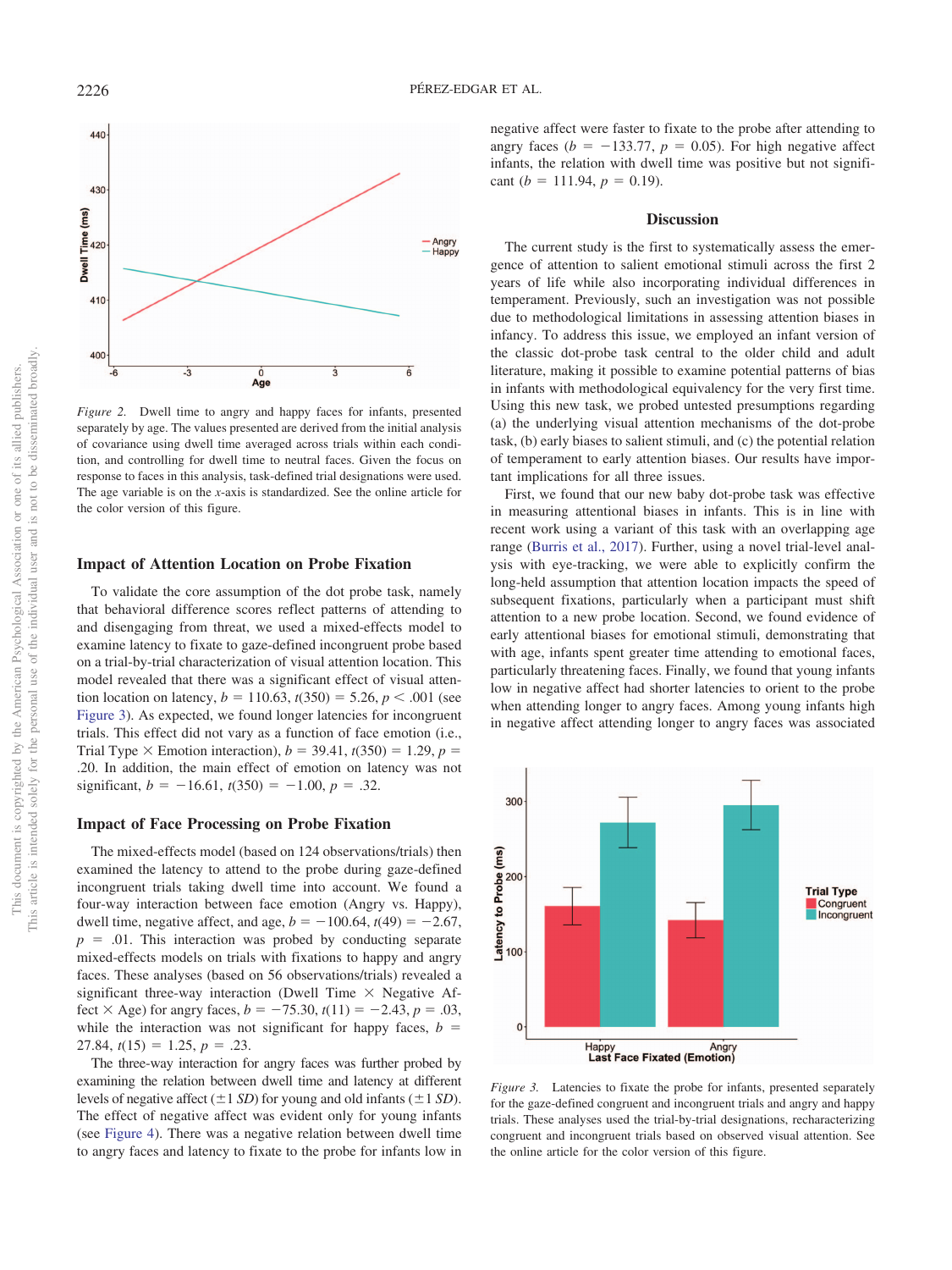*Figure 2.* Dwell time to angry and happy faces for infants, presented separately by age. The values presented are derived from the initial analysis of covariance using dwell time averaged across trials within each condition, and controlling for dwell time to neutral faces. Given the focus on response to faces in this analysis, task-defined trial designations were used. The age variable is on the *x*-axis is standardized. See the online article for the color version of this figure.

## Impact of Attention Location on Probe Fixation

To validate the core assumption of the dot probe task, namely that behavioral difference scores reflect patterns of attending to and disengaging from threat, we used a mixed-effects model to examine latency to fixate to gaze-defined incongruent probe based on a trial-by-trial characterization of visual attention location. This model revealed that there was a significant effect of visual attention location on latency, $b = 110.63$, $t(350) = 5.26$, $p < .001$ (see Figure 3). As expected, we found longer latencies for incongruent trials. This effect did not vary as a function of face emotion (i.e., Trial Type × Emotion interaction), $b = 39.41$, $t(350) = 1.29$, $p = .20$. In addition, the main effect of emotion on latency was not significant, $b = -16.61$, $t(350) = -1.00$, $p = .32$.

## Impact of Face Processing on Probe Fixation

The mixed-effects model (based on 124 observations/trials) then examined the latency to attend to the probe during gaze-defined incongruent trials taking dwell time into account. We found a four-way interaction between face emotion (Angry vs. Happy), dwell time, negative affect, and age, $b = -100.64$, $t(49) = -2.67$, $p = .01$. This interaction was probed by conducting separate mixed-effects models on trials with fixations to happy and angry faces. These analyses (based on 56 observations/trials) revealed a significant three-way interaction (Dwell Time × Negative Affect × Age) for angry faces, $b = -75.30$, $t(11) = -2.43$, $p = .03$, while the interaction was not significant for happy faces, $b = 27.84$, $t(15) = 1.25$, $p = .23$.

The three-way interaction for angry faces was further probed by examining the relation between dwell time and latency at different levels of negative affect (±1 *SD*) for young and old infants (±1 *SD*). The effect of negative affect was evident only for young infants (see Figure 4). There was a negative relation between dwell time to angry faces and latency to fixate to the probe for infants low in negative affect were faster to fixate to the probe after attending to angry faces ($b = -133.77$, $p = 0.05$). For high negative affect infants, the relation with dwell time was positive but not significant ($b = 111.94$, $p = 0.19$).

## Discussion

The current study is the first to systematically assess the emergence of attention to salient emotional stimuli across the first 2 years of life while also incorporating individual differences in temperament. Previously, such an investigation was not possible due to methodological limitations in assessing attention biases in infancy. To address this issue, we employed an infant version of the classic dot-probe task central to the older child and adult literature, making it possible to examine potential patterns of bias in infants with methodological equivalency for the very first time. Using this new task, we probed untested presumptions regarding (a) the underlying visual attention mechanisms of the dot-probe task, (b) early biases to salient stimuli, and (c) the potential relation of temperament to early attention biases. Our results have important implications for all three issues.

First, we found that our new baby dot-probe task was effective in measuring attentional biases in infants. This is in line with recent work using a variant of this task with an overlapping age range (Burris et al., 2017). Further, using a novel trial-level analysis with eye-tracking, we were able to explicitly confirm the long-held assumption that attention location impacts the speed of subsequent fixations, particularly when a participant must shift attention to a new probe location. Second, we found evidence of early attentional biases for emotional stimuli, demonstrating that with age, infants spent greater time attending to emotional faces, particularly threatening faces. Finally, we found that young infants low in negative affect had shorter latencies to orient to the probe when attending longer to angry faces. Among young infants high in negative affect attending longer to angry faces was associated

*Figure 3.* Latencies to fixate the probe for infants, presented separately for the gaze-defined congruent and incongruent trials and angry and happy trials. These analyses used the trial-by-trial designations, recharacterizing congruent and incongruent trials based on observed visual attention. See the online article for the color version of this figure.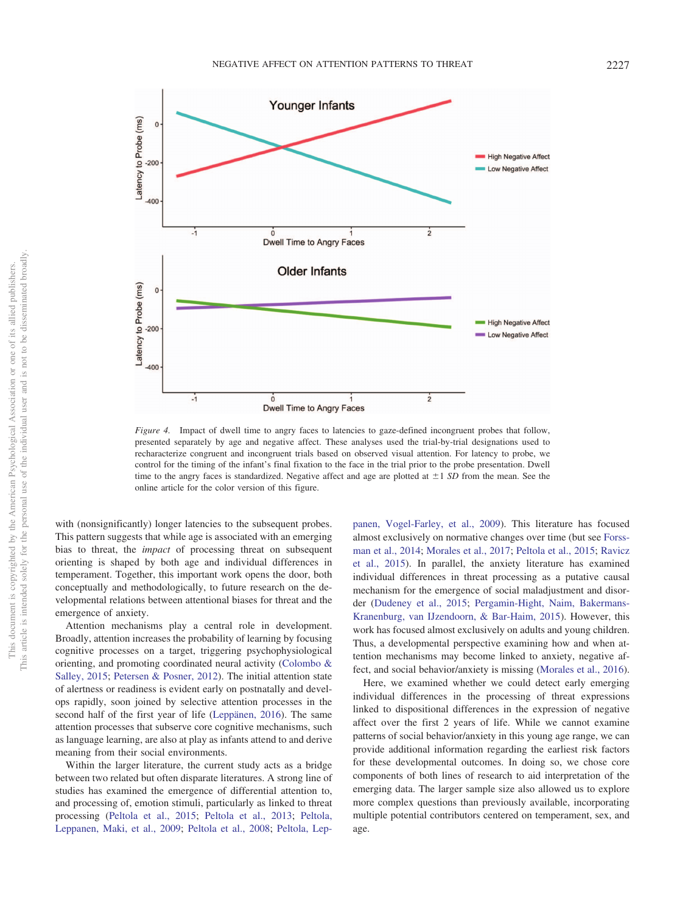*Figure 4.* Impact of dwell time to angry faces to latencies to gaze-defined incongruent probes that follow, presented separately by age and negative affect. These analyses used the trial-by-trial designations used to recharacterize congruent and incongruent trials based on observed visual attention. For latency to probe, we control for the timing of the infant's final fixation to the face in the trial prior to the probe presentation. Dwell time to the angry faces is standardized. Negative affect and age are plotted at ±1 *SD* from the mean. See the online article for the color version of this figure.

with (nonsignificantly) longer latencies to the subsequent probes. This pattern suggests that while age is associated with an emerging bias to threat, the *impact* of processing threat on subsequent orienting is shaped by both age and individual differences in temperament. Together, this important work opens the door, both conceptually and methodologically, to future research on the developmental relations between attentional biases for threat and the emergence of anxiety.

Attention mechanisms play a central role in development. Broadly, attention increases the probability of learning by focusing cognitive processes on a target, triggering psychophysiological orienting, and promoting coordinated neural activity (Colombo & Salley, 2015; Petersen & Posner, 2012). The initial attention state of alertness or readiness is evident early on postnatally and develops rapidly, soon joined by selective attention processes in the second half of the first year of life (Leppänen, 2016). The same attention processes that subserve core cognitive mechanisms, such as language learning, are also at play as infants attend to and derive meaning from their social environments.

Within the larger literature, the current study acts as a bridge between two related but often disparate literatures. A strong line of studies has examined the emergence of differential attention to, and processing of, emotion stimuli, particularly as linked to threat processing (Peltola et al., 2015; Peltola et al., 2013; Peltola, Leppanen, Maki, et al., 2009; Peltola et al., 2008; Peltola, Leppanen, Vogel-Farley, et al., 2009). This literature has focused almost exclusively on normative changes over time (but see Forssman et al., 2014; Morales et al., 2017; Peltola et al., 2015; Ravicz et al., 2015). In parallel, the anxiety literature has examined individual differences in threat processing as a putative causal mechanism for the emergence of social maladjustment and disorder (Dudeney et al., 2015; Pergamin-Hight, Naim, Bakermans-Kranenburg, van IJzendoorn, & Bar-Haim, 2015). However, this work has focused almost exclusively on adults and young children. Thus, a developmental perspective examining how and when attention mechanisms may become linked to anxiety, negative affect, and social behavior/anxiety is missing (Morales et al., 2016).

Here, we examined whether we could detect early emerging individual differences in the processing of threat expressions linked to dispositional differences in the expression of negative affect over the first 2 years of life. While we cannot examine patterns of social behavior/anxiety in this young age range, we can provide additional information regarding the earliest risk factors for these developmental outcomes. In doing so, we chose core components of both lines of research to aid interpretation of the emerging data. The larger sample size also allowed us to explore more complex questions than previously available, incorporating multiple potential contributors centered on temperament, sex, and age.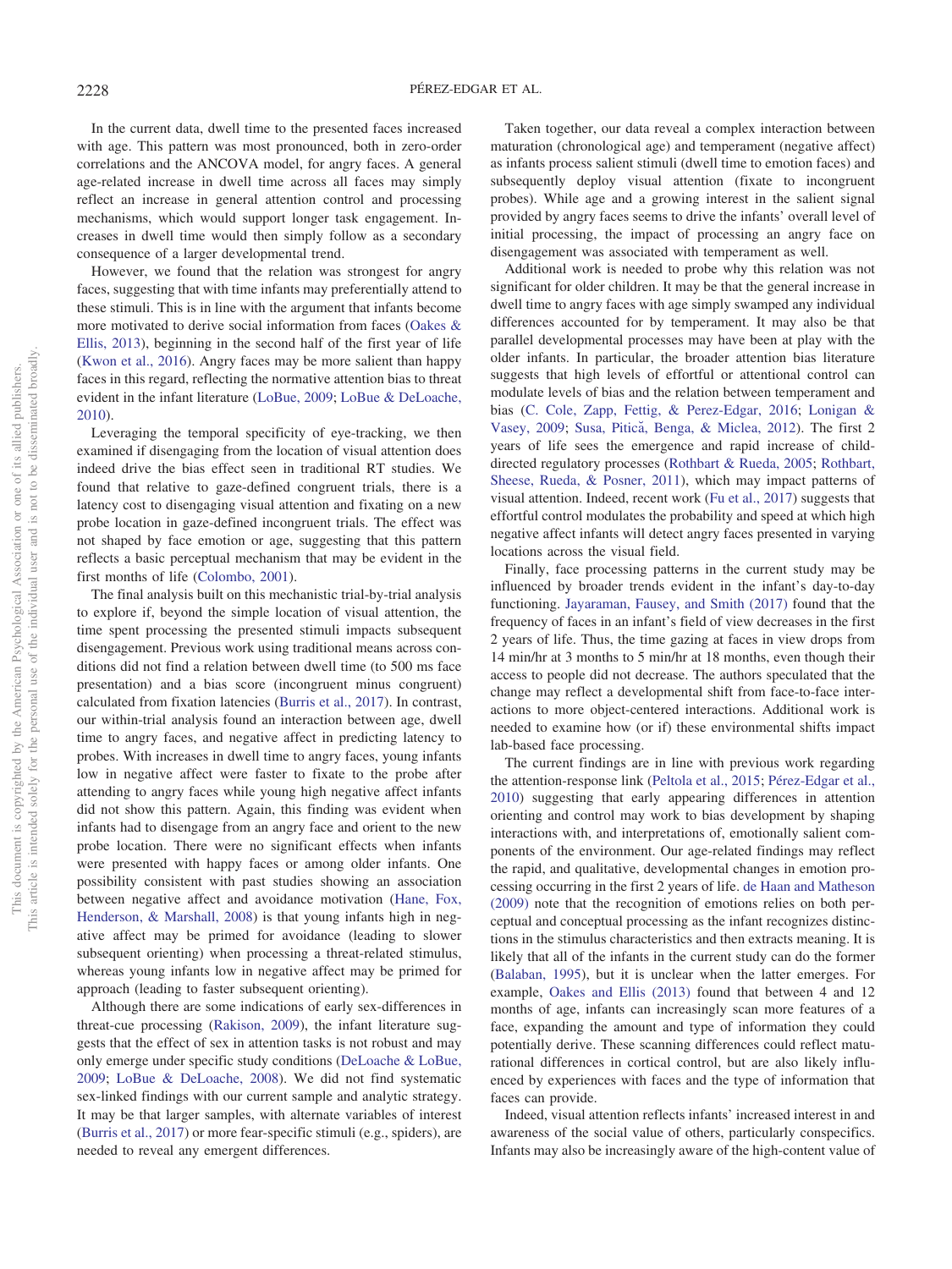In the current data, dwell time to the presented faces increased with age. This pattern was most pronounced, both in zero-order correlations and the ANCOVA model, for angry faces. A general age-related increase in dwell time across all faces may simply reflect an increase in general attention control and processing mechanisms, which would support longer task engagement. Increases in dwell time would then simply follow as a secondary consequence of a larger developmental trend.

However, we found that the relation was strongest for angry faces, suggesting that with time infants may preferentially attend to these stimuli. This is in line with the argument that infants become more motivated to derive social information from faces (Oakes & Ellis, 2013), beginning in the second half of the first year of life (Kwon et al., 2016). Angry faces may be more salient than happy faces in this regard, reflecting the normative attention bias to threat evident in the infant literature (LoBue, 2009; LoBue & DeLoache, 2010).

Leveraging the temporal specificity of eye-tracking, we then examined if disengaging from the location of visual attention does indeed drive the bias effect seen in traditional RT studies. We found that relative to gaze-defined congruent trials, there is a latency cost to disengaging visual attention and fixating on a new probe location in gaze-defined incongruent trials. The effect was not shaped by face emotion or age, suggesting that this pattern reflects a basic perceptual mechanism that may be evident in the first months of life (Colombo, 2001).

The final analysis built on this mechanistic trial-by-trial analysis to explore if, beyond the simple location of visual attention, the time spent processing the presented stimuli impacts subsequent disengagement. Previous work using traditional means across conditions did not find a relation between dwell time (to 500 ms face presentation) and a bias score (incongruent minus congruent) calculated from fixation latencies (Burris et al., 2017). In contrast, our within-trial analysis found an interaction between age, dwell time to angry faces, and negative affect in predicting latency to probes. With increases in dwell time to angry faces, young infants low in negative affect were faster to fixate to the probe after attending to angry faces while young high negative affect infants did not show this pattern. Again, this finding was evident when infants had to disengage from an angry face and orient to the new probe location. There were no significant effects when infants were presented with happy faces or among older infants. One possibility consistent with past studies showing an association between negative affect and avoidance motivation (Hane, Fox, Henderson, & Marshall, 2008) is that young infants high in negative affect may be primed for avoidance (leading to slower subsequent orienting) when processing a threat-related stimulus, whereas young infants low in negative affect may be primed for approach (leading to faster subsequent orienting).

Although there are some indications of early sex-differences in threat-cue processing (Rakison, 2009), the infant literature suggests that the effect of sex in attention tasks is not robust and may only emerge under specific study conditions (DeLoache & LoBue, 2009; LoBue & DeLoache, 2008). We did not find systematic sex-linked findings with our current sample and analytic strategy. It may be that larger samples, with alternate variables of interest (Burris et al., 2017) or more fear-specific stimuli (e.g., spiders), are needed to reveal any emergent differences.

Taken together, our data reveal a complex interaction between maturation (chronological age) and temperament (negative affect) as infants process salient stimuli (dwell time to emotion faces) and subsequently deploy visual attention (fixate to incongruent probes). While age and a growing interest in the salient signal provided by angry faces seems to drive the infants' overall level of initial processing, the impact of processing an angry face on disengagement was associated with temperament as well.

Additional work is needed to probe why this relation was not significant for older children. It may be that the general increase in dwell time to angry faces with age simply swamped any individual differences accounted for by temperament. It may also be that parallel developmental processes may have been at play with the older infants. In particular, the broader attention bias literature suggests that high levels of effortful or attentional control can modulate levels of bias and the relation between temperament and bias (C. Cole, Zapp, Fettig, & Perez-Edgar, 2016; Lonigan & Vasey, 2009; Susa, Pitică, Benga, & Miclea, 2012). The first 2 years of life sees the emergence and rapid increase of child-directed regulatory processes (Rothbart & Rueda, 2005; Rothbart, Sheese, Rueda, & Posner, 2011), which may impact patterns of visual attention. Indeed, recent work (Fu et al., 2017) suggests that effortful control modulates the probability and speed at which high negative affect infants will detect angry faces presented in varying locations across the visual field.

Finally, face processing patterns in the current study may be influenced by broader trends evident in the infant's day-to-day functioning. Jayaraman, Fausey, and Smith (2017) found that the frequency of faces in an infant's field of view decreases in the first 2 years of life. Thus, the time gazing at faces in view drops from 14 min/hr at 3 months to 5 min/hr at 18 months, even though their access to people did not decrease. The authors speculated that the change may reflect a developmental shift from face-to-face interactions to more object-centered interactions. Additional work is needed to examine how (or if) these environmental shifts impact lab-based face processing.

The current findings are in line with previous work regarding the attention-response link (Peltola et al., 2015; Pérez-Edgar et al., 2010) suggesting that early appearing differences in attention orienting and control may work to bias development by shaping interactions with, and interpretations of, emotionally salient components of the environment. Our age-related findings may reflect the rapid, and qualitative, developmental changes in emotion processing occurring in the first 2 years of life. de Haan and Matheson (2009) note that the recognition of emotions relies on both perceptual and conceptual processing as the infant recognizes distinctions in the stimulus characteristics and then extracts meaning. It is likely that all of the infants in the current study can do the former (Balaban, 1995), but it is unclear when the latter emerges. For example, Oakes and Ellis (2013) found that between 4 and 12 months of age, infants can increasingly scan more features of a face, expanding the amount and type of information they could potentially derive. These scanning differences could reflect maturational differences in cortical control, but are also likely influenced by experiences with faces and the type of information that faces can provide.

Indeed, visual attention reflects infants' increased interest in and awareness of the social value of others, particularly conspecifics. Infants may also be increasingly aware of the high-content value of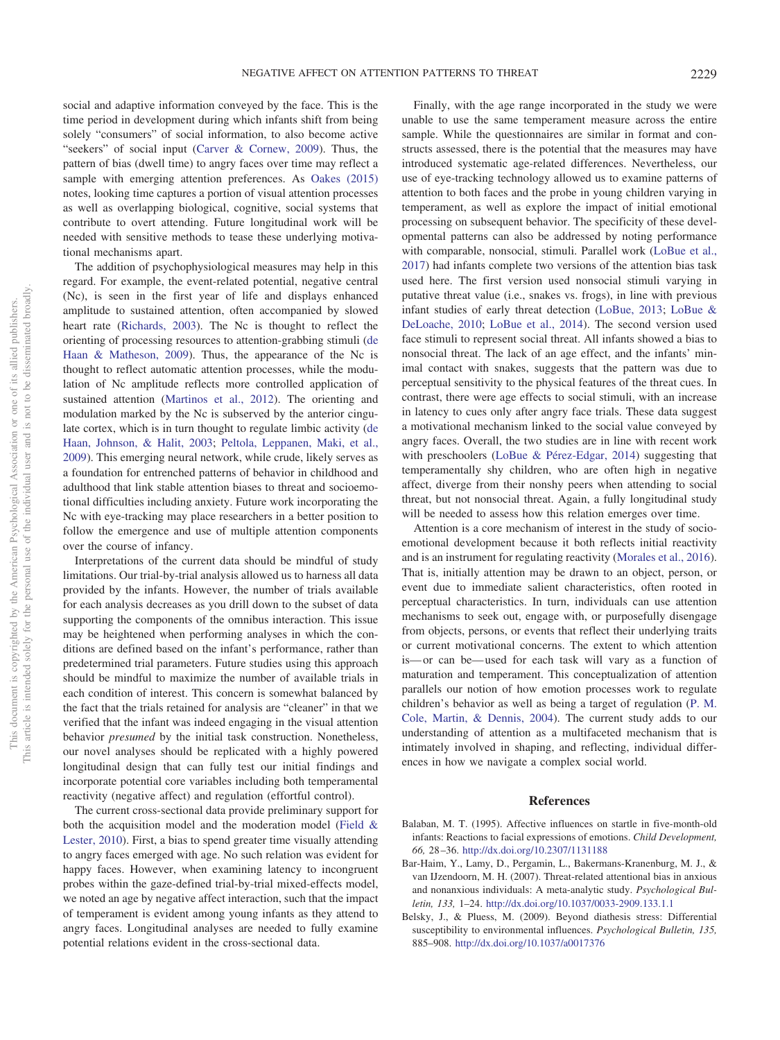social and adaptive information conveyed by the face. This is the time period in development during which infants shift from being solely "consumers" of social information, to also become active "seekers" of social input (Carver & Cornew, 2009). Thus, the pattern of bias (dwell time) to angry faces over time may reflect a sample with emerging attention preferences. As Oakes (2015) notes, looking time captures a portion of visual attention processes as well as overlapping biological, cognitive, social systems that contribute to overt attending. Future longitudinal work will be needed with sensitive methods to tease these underlying motivational mechanisms apart.

The addition of psychophysiological measures may help in this regard. For example, the event-related potential, negative central (Nc), is seen in the first year of life and displays enhanced amplitude to sustained attention, often accompanied by slowed heart rate (Richards, 2003). The Nc is thought to reflect the orienting of processing resources to attention-grabbing stimuli (de Haan & Matheson, 2009). Thus, the appearance of the Nc is thought to reflect automatic attention processes, while the modulation of Nc amplitude reflects more controlled application of sustained attention (Martinos et al., 2012). The orienting and modulation marked by the Nc is subserved by the anterior cingulate cortex, which is in turn thought to regulate limbic activity (de Haan, Johnson, & Halit, 2003; Peltola, Leppanen, Maki, et al., 2009). This emerging neural network, while crude, likely serves as a foundation for entrenched patterns of behavior in childhood and adulthood that link stable attention biases to threat and socioemotional difficulties including anxiety. Future work incorporating the Nc with eye-tracking may place researchers in a better position to follow the emergence and use of multiple attention components over the course of infancy.

Interpretations of the current data should be mindful of study limitations. Our trial-by-trial analysis allowed us to harness all data provided by the infants. However, the number of trials available for each analysis decreases as you drill down to the subset of data supporting the components of the omnibus interaction. This issue may be heightened when performing analyses in which the conditions are defined based on the infant's performance, rather than predetermined trial parameters. Future studies using this approach should be mindful to maximize the number of available trials in each condition of interest. This concern is somewhat balanced by the fact that the trials retained for analysis are "cleaner" in that we verified that the infant was indeed engaging in the visual attention behavior *presumed* by the initial task construction. Nonetheless, our novel analyses should be replicated with a highly powered longitudinal design that can fully test our initial findings and incorporate potential core variables including both temperamental reactivity (negative affect) and regulation (effortful control).

The current cross-sectional data provide preliminary support for both the acquisition model and the moderation model (Field & Lester, 2010). First, a bias to spend greater time visually attending to angry faces emerged with age. No such relation was evident for happy faces. However, when examining latency to incongruent probes within the gaze-defined trial-by-trial mixed-effects model, we noted an age by negative affect interaction, such that the impact of temperament is evident among young infants as they attend to angry faces. Longitudinal analyses are needed to fully examine potential relations evident in the cross-sectional data.

Finally, with the age range incorporated in the study we were unable to use the same temperament measure across the entire sample. While the questionnaires are similar in format and constructs assessed, there is the potential that the measures may have introduced systematic age-related differences. Nevertheless, our use of eye-tracking technology allowed us to examine patterns of attention to both faces and the probe in young children varying in temperament, as well as explore the impact of initial emotional processing on subsequent behavior. The specificity of these developmental patterns can also be addressed by noting performance with comparable, nonsocial, stimuli. Parallel work (LoBue et al., 2017) had infants complete two versions of the attention bias task used here. The first version used nonsocial stimuli varying in putative threat value (i.e., snakes vs. frogs), in line with previous infant studies of early threat detection (LoBue, 2013; LoBue & DeLoache, 2010; LoBue et al., 2014). The second version used face stimuli to represent social threat. All infants showed a bias to nonsocial threat. The lack of an age effect, and the infants' minimal contact with snakes, suggests that the pattern was due to perceptual sensitivity to the physical features of the threat cues. In contrast, there were age effects to social stimuli, with an increase in latency to cues only after angry face trials. These data suggest a motivational mechanism linked to the social value conveyed by angry faces. Overall, the two studies are in line with recent work with preschoolers (LoBue & Pérez-Edgar, 2014) suggesting that temperamentally shy children, who are often high in negative affect, diverge from their nonshy peers when attending to social threat, but not nonsocial threat. Again, a fully longitudinal study will be needed to assess how this relation emerges over time.

Attention is a core mechanism of interest in the study of socioemotional development because it both reflects initial reactivity and is an instrument for regulating reactivity (Morales et al., 2016). That is, initially attention may be drawn to an object, person, or event due to immediate salient characteristics, often rooted in perceptual characteristics. In turn, individuals can use attention mechanisms to seek out, engage with, or purposefully disengage from objects, persons, or events that reflect their underlying traits or current motivational concerns. The extent to which attention is—or can be—used for each task will vary as a function of maturation and temperament. This conceptualization of attention parallels our notion of how emotion processes work to regulate children's behavior as well as being a target of regulation (P. M. Cole, Martin, & Dennis, 2004). The current study adds to our understanding of attention as a multifaceted mechanism that is intimately involved in shaping, and reflecting, individual differences in how we navigate a complex social world.

## References

Balaban, M. T. (1995). Affective influences on startle in five-month-old infants: Reactions to facial expressions of emotions. *Child Development, 66,* 28–36. http://dx.doi.org/10.2307/1131188

Bar-Haim, Y., Lamy, D., Pergamin, L., Bakermans-Kranenburg, M. J., & van IJzendoorn, M. H. (2007). Threat-related attentional bias in anxious and nonanxious individuals: A meta-analytic study. *Psychological Bulletin, 133,* 1–24. http://dx.doi.org/10.1037/0033-2909.133.1.1

Belsky, J., & Pluess, M. (2009). Beyond diathesis stress: Differential susceptibility to environmental influences. *Psychological Bulletin, 135,* 885–908. http://dx.doi.org/10.1037/a0017376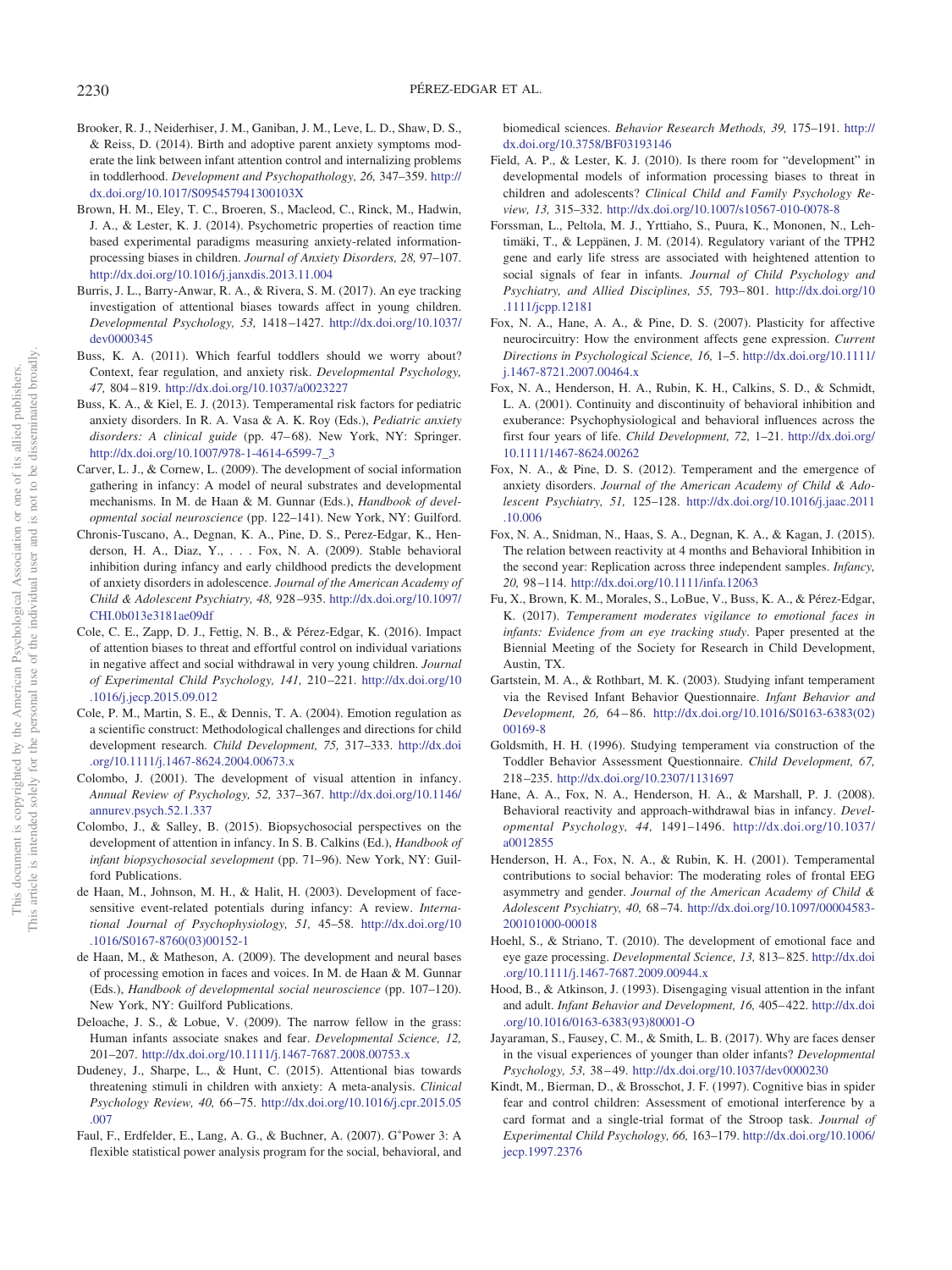Brooker, R. J., Neiderhiser, J. M., Ganiban, J. M., Leve, L. D., Shaw, D. S., & Reiss, D. (2014). Birth and adoptive parent anxiety symptoms moderate the link between infant attention control and internalizing problems in toddlerhood. *Development and Psychopathology, 26,* 347–359. http://dx.doi.org/10.1017/S095457941300103X

Brown, H. M., Eley, T. C., Broeren, S., Macleod, C., Rinck, M., Hadwin, J. A., & Lester, K. J. (2014). Psychometric properties of reaction time based experimental paradigms measuring anxiety-related information-processing biases in children. *Journal of Anxiety Disorders, 28,* 97–107. http://dx.doi.org/10.1016/j.janxdis.2013.11.004

Burris, J. L., Barry-Anwar, R. A., & Rivera, S. M. (2017). An eye tracking investigation of attentional biases towards affect in young children. *Developmental Psychology, 53,* 1418–1427. http://dx.doi.org/10.1037/dev0000345

Buss, K. A. (2011). Which fearful toddlers should we worry about? Context, fear regulation, and anxiety risk. *Developmental Psychology, 47,* 804–819. http://dx.doi.org/10.1037/a0023227

Buss, K. A., & Kiel, E. J. (2013). Temperamental risk factors for pediatric anxiety disorders. In R. A. Vasa & A. K. Roy (Eds.), *Pediatric anxiety disorders: A clinical guide* (pp. 47–68). New York, NY: Springer. http://dx.doi.org/10.1007/978-1-4614-6599-7_3

Carver, L. J., & Cornew, L. (2009). The development of social information gathering in infancy: A model of neural substrates and developmental mechanisms. In M. de Haan & M. Gunnar (Eds.), *Handbook of developmental social neuroscience* (pp. 122–141). New York, NY: Guilford.

Chronis-Tuscano, A., Degnan, K. A., Pine, D. S., Perez-Edgar, K., Henderson, H. A., Diaz, Y., . . . Fox, N. A. (2009). Stable behavioral inhibition during infancy and early childhood predicts the development of anxiety disorders in adolescence. *Journal of the American Academy of Child & Adolescent Psychiatry, 48,* 928–935. http://dx.doi.org/10.1097/CHI.0b013e3181ae09df

Cole, C. E., Zapp, D. J., Fettig, N. B., & Pérez-Edgar, K. (2016). Impact of attention biases to threat and effortful control on individual variations in negative affect and social withdrawal in very young children. *Journal of Experimental Child Psychology, 141,* 210–221. http://dx.doi.org/10.1016/j.jecp.2015.09.012

Cole, P. M., Martin, S. E., & Dennis, T. A. (2004). Emotion regulation as a scientific construct: Methodological challenges and directions for child development research. *Child Development, 75,* 317–333. http://dx.doi.org/10.1111/j.1467-8624.2004.00673.x

Colombo, J. (2001). The development of visual attention in infancy. *Annual Review of Psychology, 52,* 337–367. http://dx.doi.org/10.1146/annurev.psych.52.1.337

Colombo, J., & Salley, B. (2015). Biopsychosocial perspectives on the development of attention in infancy. In S. B. Calkins (Ed.), *Handbook of infant biopsychosocial sevelopment* (pp. 71–96). New York, NY: Guilford Publications.

de Haan, M., Johnson, M. H., & Halit, H. (2003). Development of face-sensitive event-related potentials during infancy: A review. *International Journal of Psychophysiology, 51,* 45–58. http://dx.doi.org/10.1016/S0167-8760(03)00152-1

de Haan, M., & Matheson, A. (2009). The development and neural bases of processing emotion in faces and voices. In M. de Haan & M. Gunnar (Eds.), *Handbook of developmental social neuroscience* (pp. 107–120). New York, NY: Guilford Publications.

Deloache, J. S., & Lobue, V. (2009). The narrow fellow in the grass: Human infants associate snakes and fear. *Developmental Science, 12,* 201–207. http://dx.doi.org/10.1111/j.1467-7687.2008.00753.x

Dudeney, J., Sharpe, L., & Hunt, C. (2015). Attentional bias towards threatening stimuli in children with anxiety: A meta-analysis. *Clinical Psychology Review, 40,* 66–75. http://dx.doi.org/10.1016/j.cpr.2015.05.007

Faul, F., Erdfelder, E., Lang, A. G., & Buchner, A. (2007). G*Power 3: A flexible statistical power analysis program for the social, behavioral, and biomedical sciences. *Behavior Research Methods, 39,* 175–191. http://dx.doi.org/10.3758/BF03193146

Field, A. P., & Lester, K. J. (2010). Is there room for "development" in developmental models of information processing biases to threat in children and adolescents? *Clinical Child and Family Psychology Review, 13,* 315–332. http://dx.doi.org/10.1007/s10567-010-0078-8

Forssman, L., Peltola, M. J., Yrttiaho, S., Puura, K., Mononen, N., Lehtimäki, T., & Leppänen, J. M. (2014). Regulatory variant of the TPH2 gene and early life stress are associated with heightened attention to social signals of fear in infants. *Journal of Child Psychology and Psychiatry, and Allied Disciplines, 55,* 793–801. http://dx.doi.org/10.1111/jcpp.12181

Fox, N. A., Hane, A. A., & Pine, D. S. (2007). Plasticity for affective neurocircuitry: How the environment affects gene expression. *Current Directions in Psychological Science, 16,* 1–5. http://dx.doi.org/10.1111/j.1467-8721.2007.00464.x

Fox, N. A., Henderson, H. A., Rubin, K. H., Calkins, S. D., & Schmidt, L. A. (2001). Continuity and discontinuity of behavioral inhibition and exuberance: Psychophysiological and behavioral influences across the first four years of life. *Child Development, 72,* 1–21. http://dx.doi.org/10.1111/1467-8624.00262

Fox, N. A., & Pine, D. S. (2012). Temperament and the emergence of anxiety disorders. *Journal of the American Academy of Child & Adolescent Psychiatry, 51,* 125–128. http://dx.doi.org/10.1016/j.jaac.2011.10.006

Fox, N. A., Snidman, N., Haas, S. A., Degnan, K. A., & Kagan, J. (2015). The relation between reactivity at 4 months and Behavioral Inhibition in the second year: Replication across three independent samples. *Infancy, 20,* 98–114. http://dx.doi.org/10.1111/infa.12063

Fu, X., Brown, K. M., Morales, S., LoBue, V., Buss, K. A., & Pérez-Edgar, K. (2017). *Temperament moderates vigilance to emotional faces in infants: Evidence from an eye tracking study*. Paper presented at the Biennial Meeting of the Society for Research in Child Development, Austin, TX.

Gartstein, M. A., & Rothbart, M. K. (2003). Studying infant temperament via the Revised Infant Behavior Questionnaire. *Infant Behavior and Development, 26,* 64–86. http://dx.doi.org/10.1016/S0163-6383(02)00169-8

Goldsmith, H. H. (1996). Studying temperament via construction of the Toddler Behavior Assessment Questionnaire. *Child Development, 67,* 218–235. http://dx.doi.org/10.2307/1131697

Hane, A. A., Fox, N. A., Henderson, H. A., & Marshall, P. J. (2008). Behavioral reactivity and approach-withdrawal bias in infancy. *Developmental Psychology, 44,* 1491–1496. http://dx.doi.org/10.1037/a0012855

Henderson, H. A., Fox, N. A., & Rubin, K. H. (2001). Temperamental contributions to social behavior: The moderating roles of frontal EEG asymmetry and gender. *Journal of the American Academy of Child & Adolescent Psychiatry, 40,* 68–74. http://dx.doi.org/10.1097/00004583-200101000-00018

Hoehl, S., & Striano, T. (2010). The development of emotional face and eye gaze processing. *Developmental Science, 13,* 813–825. http://dx.doi.org/10.1111/j.1467-7687.2009.00944.x

Hood, B., & Atkinson, J. (1993). Disengaging visual attention in the infant and adult. *Infant Behavior and Development, 16,* 405–422. http://dx.doi.org/10.1016/0163-6383(93)80001-O

Jayaraman, S., Fausey, C. M., & Smith, L. B. (2017). Why are faces denser in the visual experiences of younger than older infants? *Developmental Psychology, 53,* 38–49. http://dx.doi.org/10.1037/dev0000230

Kindt, M., Bierman, D., & Brosschot, J. F. (1997). Cognitive bias in spider fear and control children: Assessment of emotional interference by a card format and a single-trial format of the Stroop task. *Journal of Experimental Child Psychology, 66,* 163–179. http://dx.doi.org/10.1006/jecp.1997.2376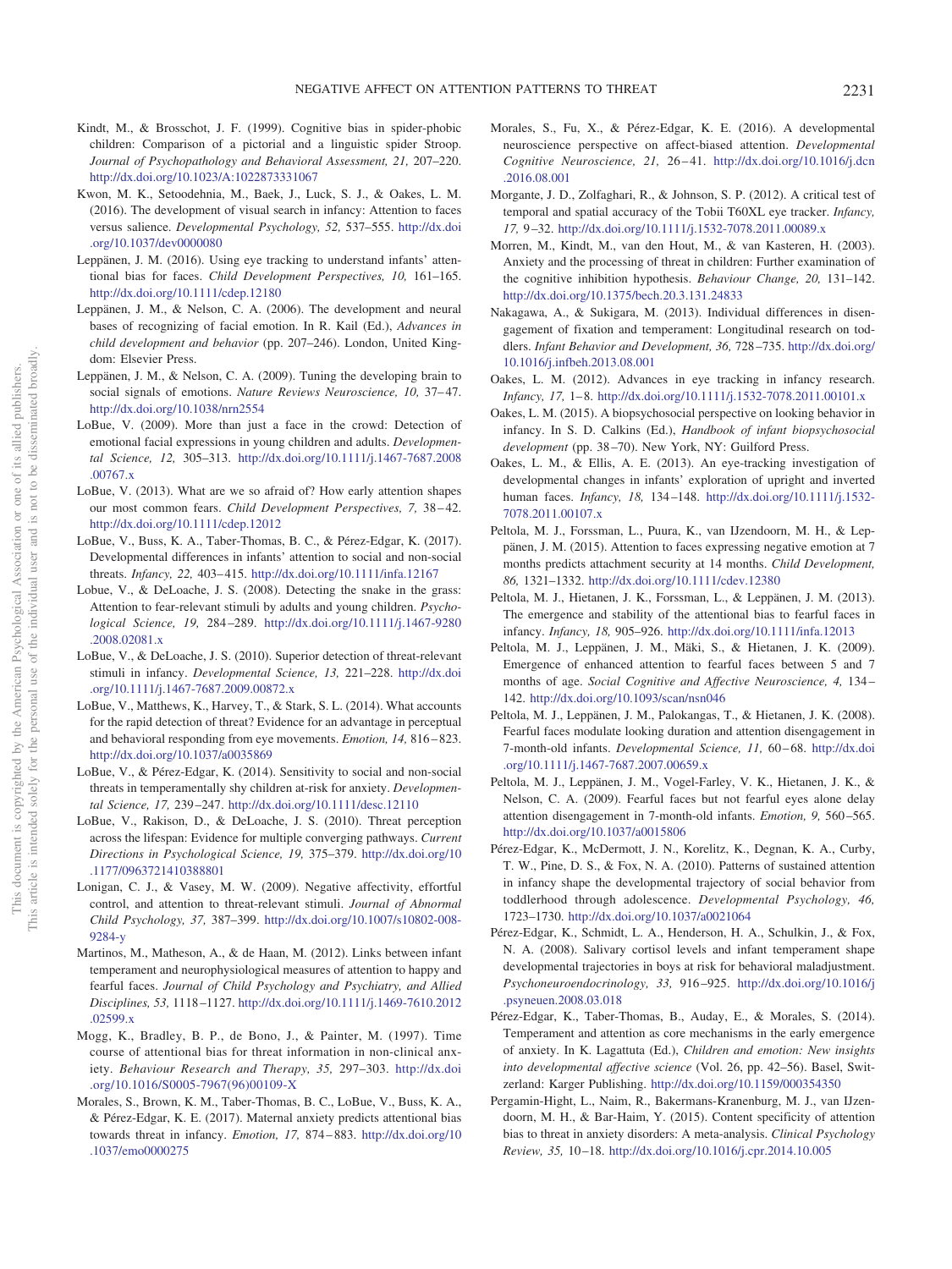Kindt, M., & Brosschot, J. F. (1999). Cognitive bias in spider-phobic children: Comparison of a pictorial and a linguistic spider Stroop. *Journal of Psychopathology and Behavioral Assessment, 21,* 207–220. http://dx.doi.org/10.1023/A:1022873331067

Kwon, M. K., Setoodehnia, M., Baek, J., Luck, S. J., & Oakes, L. M. (2016). The development of visual search in infancy: Attention to faces versus salience. *Developmental Psychology, 52,* 537–555. http://dx.doi.org/10.1037/dev0000080

Leppänen, J. M. (2016). Using eye tracking to understand infants' attentional bias for faces. *Child Development Perspectives, 10,* 161–165. http://dx.doi.org/10.1111/cdep.12180

Leppänen, J. M., & Nelson, C. A. (2006). The development and neural bases of recognizing of facial emotion. In R. Kail (Ed.), *Advances in child development and behavior* (pp. 207–246). London, United Kingdom: Elsevier Press.

Leppänen, J. M., & Nelson, C. A. (2009). Tuning the developing brain to social signals of emotions. *Nature Reviews Neuroscience, 10,* 37–47. http://dx.doi.org/10.1038/nrn2554

LoBue, V. (2009). More than just a face in the crowd: Detection of emotional facial expressions in young children and adults. *Developmental Science, 12,* 305–313. http://dx.doi.org/10.1111/j.1467-7687.2008.00767.x

LoBue, V. (2013). What are we so afraid of? How early attention shapes our most common fears. *Child Development Perspectives, 7,* 38–42. http://dx.doi.org/10.1111/cdep.12012

LoBue, V., Buss, K. A., Taber-Thomas, B. C., & Pérez-Edgar, K. (2017). Developmental differences in infants' attention to social and non-social threats. *Infancy, 22,* 403–415. http://dx.doi.org/10.1111/infa.12167

Lobue, V., & DeLoache, J. S. (2008). Detecting the snake in the grass: Attention to fear-relevant stimuli by adults and young children. *Psychological Science, 19,* 284–289. http://dx.doi.org/10.1111/j.1467-9280.2008.02081.x

LoBue, V., & DeLoache, J. S. (2010). Superior detection of threat-relevant stimuli in infancy. *Developmental Science, 13,* 221–228. http://dx.doi.org/10.1111/j.1467-7687.2009.00872.x

LoBue, V., Matthews, K., Harvey, T., & Stark, S. L. (2014). What accounts for the rapid detection of threat? Evidence for an advantage in perceptual and behavioral responding from eye movements. *Emotion, 14,* 816–823. http://dx.doi.org/10.1037/a0035869

LoBue, V., & Pérez-Edgar, K. (2014). Sensitivity to social and non-social threats in temperamentally shy children at-risk for anxiety. *Developmental Science, 17,* 239–247. http://dx.doi.org/10.1111/desc.12110

LoBue, V., Rakison, D., & DeLoache, J. S. (2010). Threat perception across the lifespan: Evidence for multiple converging pathways. *Current Directions in Psychological Science, 19,* 375–379. http://dx.doi.org/10.1177/0963721410388801

Lonigan, C. J., & Vasey, M. W. (2009). Negative affectivity, effortful control, and attention to threat-relevant stimuli. *Journal of Abnormal Child Psychology, 37,* 387–399. http://dx.doi.org/10.1007/s10802-008-9284-y

Martinos, M., Matheson, A., & de Haan, M. (2012). Links between infant temperament and neurophysiological measures of attention to happy and fearful faces. *Journal of Child Psychology and Psychiatry, and Allied Disciplines, 53,* 1118–1127. http://dx.doi.org/10.1111/j.1469-7610.2012.02599.x

Mogg, K., Bradley, B. P., de Bono, J., & Painter, M. (1997). Time course of attentional bias for threat information in non-clinical anxiety. *Behaviour Research and Therapy, 35,* 297–303. http://dx.doi.org/10.1016/S0005-7967(96)00109-X

Morales, S., Brown, K. M., Taber-Thomas, B. C., LoBue, V., Buss, K. A., & Pérez-Edgar, K. E. (2017). Maternal anxiety predicts attentional bias towards threat in infancy. *Emotion, 17,* 874–883. http://dx.doi.org/10.1037/emo0000275

Morales, S., Fu, X., & Pérez-Edgar, K. E. (2016). A developmental neuroscience perspective on affect-biased attention. *Developmental Cognitive Neuroscience, 21,* 26–41. http://dx.doi.org/10.1016/j.dcn.2016.08.001

Morgante, J. D., Zolfaghari, R., & Johnson, S. P. (2012). A critical test of temporal and spatial accuracy of the Tobii T60XL eye tracker. *Infancy, 17,* 9–32. http://dx.doi.org/10.1111/j.1532-7078.2011.00089.x

Morren, M., Kindt, M., van den Hout, M., & van Kasteren, H. (2003). Anxiety and the processing of threat in children: Further examination of the cognitive inhibition hypothesis. *Behaviour Change, 20,* 131–142. http://dx.doi.org/10.1375/bech.20.3.131.24833

Nakagawa, A., & Sukigara, M. (2013). Individual differences in disengagement of fixation and temperament: Longitudinal research on toddlers. *Infant Behavior and Development, 36,* 728–735. http://dx.doi.org/10.1016/j.infbeh.2013.08.001

Oakes, L. M. (2012). Advances in eye tracking in infancy research. *Infancy, 17,* 1–8. http://dx.doi.org/10.1111/j.1532-7078.2011.00101.x

Oakes, L. M. (2015). A biopsychosocial perspective on looking behavior in infancy. In S. D. Calkins (Ed.), *Handbook of infant biopsychosocial development* (pp. 38–70). New York, NY: Guilford Press.

Oakes, L. M., & Ellis, A. E. (2013). An eye-tracking investigation of developmental changes in infants' exploration of upright and inverted human faces. *Infancy, 18,* 134–148. http://dx.doi.org/10.1111/j.1532-7078.2011.00107.x

Peltola, M. J., Forssman, L., Puura, K., van IJzendoorn, M. H., & Leppänen, J. M. (2015). Attention to faces expressing negative emotion at 7 months predicts attachment security at 14 months. *Child Development, 86,* 1321–1332. http://dx.doi.org/10.1111/cdev.12380

Peltola, M. J., Hietanen, J. K., Forssman, L., & Leppänen, J. M. (2013). The emergence and stability of the attentional bias to fearful faces in infancy. *Infancy, 18,* 905–926. http://dx.doi.org/10.1111/infa.12013

Peltola, M. J., Leppänen, J. M., Mäki, S., & Hietanen, J. K. (2009). Emergence of enhanced attention to fearful faces between 5 and 7 months of age. *Social Cognitive and Affective Neuroscience, 4,* 134–142. http://dx.doi.org/10.1093/scan/nsn046

Peltola, M. J., Leppänen, J. M., Palokangas, T., & Hietanen, J. K. (2008). Fearful faces modulate looking duration and attention disengagement in 7-month-old infants. *Developmental Science, 11,* 60–68. http://dx.doi.org/10.1111/j.1467-7687.2007.00659.x

Peltola, M. J., Leppänen, J. M., Vogel-Farley, V. K., Hietanen, J. K., & Nelson, C. A. (2009). Fearful faces but not fearful eyes alone delay attention disengagement in 7-month-old infants. *Emotion, 9,* 560–565. http://dx.doi.org/10.1037/a0015806

Pérez-Edgar, K., McDermott, J. N., Korelitz, K., Degnan, K. A., Curby, T. W., Pine, D. S., & Fox, N. A. (2010). Patterns of sustained attention in infancy shape the developmental trajectory of social behavior from toddlerhood through adolescence. *Developmental Psychology, 46,* 1723–1730. http://dx.doi.org/10.1037/a0021064

Pérez-Edgar, K., Schmidt, L. A., Henderson, H. A., Schulkin, J., & Fox, N. A. (2008). Salivary cortisol levels and infant temperament shape developmental trajectories in boys at risk for behavioral maladjustment. *Psychoneuroendocrinology, 33,* 916–925. http://dx.doi.org/10.1016/j.psyneuen.2008.03.018

Pérez-Edgar, K., Taber-Thomas, B., Auday, E., & Morales, S. (2014). Temperament and attention as core mechanisms in the early emergence of anxiety. In K. Lagattuta (Ed.), *Children and emotion: New insights into developmental affective science* (Vol. 26, pp. 42–56). Basel, Switzerland: Karger Publishing. http://dx.doi.org/10.1159/000354350

Pergamin-Hight, L., Naim, R., Bakermans-Kranenburg, M. J., van IJzendoorn, M. H., & Bar-Haim, Y. (2015). Content specificity of attention bias to threat in anxiety disorders: A meta-analysis. *Clinical Psychology Review, 35,* 10–18. http://dx.doi.org/10.1016/j.cpr.2014.10.005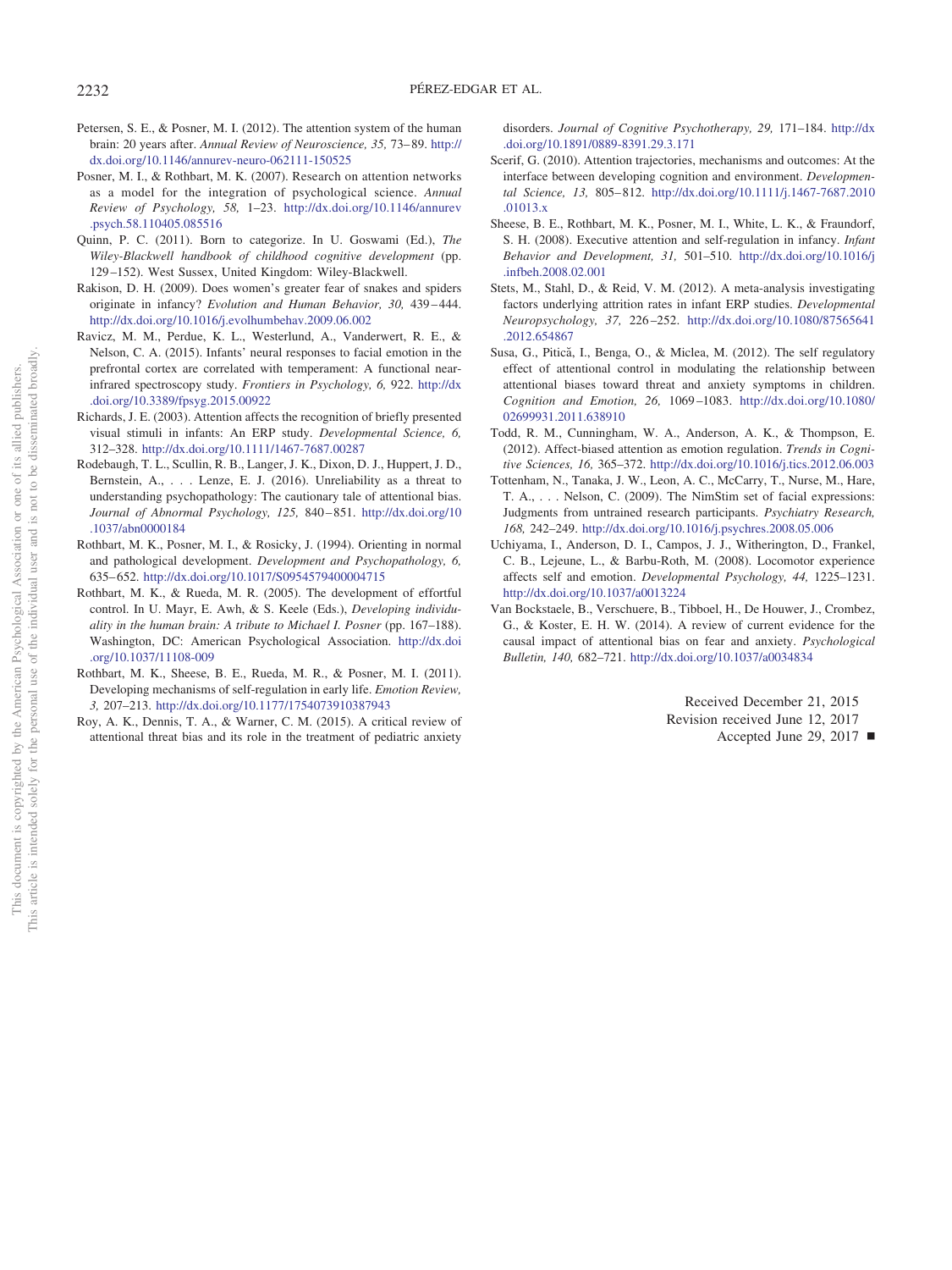Petersen, S. E., & Posner, M. I. (2012). The attention system of the human brain: 20 years after. *Annual Review of Neuroscience, 35,* 73–89. http://dx.doi.org/10.1146/annurev-neuro-062111-150525

Posner, M. I., & Rothbart, M. K. (2007). Research on attention networks as a model for the integration of psychological science. *Annual Review of Psychology, 58,* 1–23. http://dx.doi.org/10.1146/annurev.psych.58.110405.085516

Quinn, P. C. (2011). Born to categorize. In U. Goswami (Ed.), *The Wiley-Blackwell handbook of childhood cognitive development* (pp. 129–152). West Sussex, United Kingdom: Wiley-Blackwell.

Rakison, D. H. (2009). Does women's greater fear of snakes and spiders originate in infancy? *Evolution and Human Behavior, 30,* 439–444. http://dx.doi.org/10.1016/j.evolhumbehav.2009.06.002

Ravicz, M. M., Perdue, K. L., Westerlund, A., Vanderwert, R. E., & Nelson, C. A. (2015). Infants' neural responses to facial emotion in the prefrontal cortex are correlated with temperament: A functional near-infrared spectroscopy study. *Frontiers in Psychology, 6,* 922. http://dx.doi.org/10.3389/fpsyg.2015.00922

Richards, J. E. (2003). Attention affects the recognition of briefly presented visual stimuli in infants: An ERP study. *Developmental Science, 6,* 312–328. http://dx.doi.org/10.1111/1467-7687.00287

Rodebaugh, T. L., Scullin, R. B., Langer, J. K., Dixon, D. J., Huppert, J. D., Bernstein, A., . . . Lenze, E. J. (2016). Unreliability as a threat to understanding psychopathology: The cautionary tale of attentional bias. *Journal of Abnormal Psychology, 125,* 840–851. http://dx.doi.org/10.1037/abn0000184

Rothbart, M. K., Posner, M. I., & Rosicky, J. (1994). Orienting in normal and pathological development. *Development and Psychopathology, 6,* 635–652. http://dx.doi.org/10.1017/S0954579400004715

Rothbart, M. K., & Rueda, M. R. (2005). The development of effortful control. In U. Mayr, E. Awh, & S. Keele (Eds.), *Developing individuality in the human brain: A tribute to Michael I. Posner* (pp. 167–188). Washington, DC: American Psychological Association. http://dx.doi.org/10.1037/11108-009

Rothbart, M. K., Sheese, B. E., Rueda, M. R., & Posner, M. I. (2011). Developing mechanisms of self-regulation in early life. *Emotion Review, 3,* 207–213. http://dx.doi.org/10.1177/1754073910387943

Roy, A. K., Dennis, T. A., & Warner, C. M. (2015). A critical review of attentional threat bias and its role in the treatment of pediatric anxiety disorders. *Journal of Cognitive Psychotherapy, 29,* 171–184. http://dx.doi.org/10.1891/0889-8391.29.3.171

Scerif, G. (2010). Attention trajectories, mechanisms and outcomes: At the interface between developing cognition and environment. *Developmental Science, 13,* 805–812. http://dx.doi.org/10.1111/j.1467-7687.2010.01013.x

Sheese, B. E., Rothbart, M. K., Posner, M. I., White, L. K., & Fraundorf, S. H. (2008). Executive attention and self-regulation in infancy. *Infant Behavior and Development, 31,* 501–510. http://dx.doi.org/10.1016/j.infbeh.2008.02.001

Stets, M., Stahl, D., & Reid, V. M. (2012). A meta-analysis investigating factors underlying attrition rates in infant ERP studies. *Developmental Neuropsychology, 37,* 226–252. http://dx.doi.org/10.1080/87565641.2012.654867

Susa, G., Pitică, I., Benga, O., & Miclea, M. (2012). The self regulatory effect of attentional control in modulating the relationship between attentional biases toward threat and anxiety symptoms in children. *Cognition and Emotion, 26,* 1069–1083. http://dx.doi.org/10.1080/02699931.2011.638910

Todd, R. M., Cunningham, W. A., Anderson, A. K., & Thompson, E. (2012). Affect-biased attention as emotion regulation. *Trends in Cognitive Sciences, 16,* 365–372. http://dx.doi.org/10.1016/j.tics.2012.06.003

Tottenham, N., Tanaka, J. W., Leon, A. C., McCarry, T., Nurse, M., Hare, T. A., . . . Nelson, C. (2009). The NimStim set of facial expressions: Judgments from untrained research participants. *Psychiatry Research, 168,* 242–249. http://dx.doi.org/10.1016/j.psychres.2008.05.006

Uchiyama, I., Anderson, D. I., Campos, J. J., Witherington, D., Frankel, C. B., Lejeune, L., & Barbu-Roth, M. (2008). Locomotor experience affects self and emotion. *Developmental Psychology, 44,* 1225–1231. http://dx.doi.org/10.1037/a0013224

Van Bockstaele, B., Verschuere, B., Tibboel, H., De Houwer, J., Crombez, G., & Koster, E. H. W. (2014). A review of current evidence for the causal impact of attentional bias on fear and anxiety. *Psychological Bulletin, 140,* 682–721. http://dx.doi.org/10.1037/a0034834

Received December 21, 2015
Revision received June 12, 2017
Accepted June 29, 2017 ■